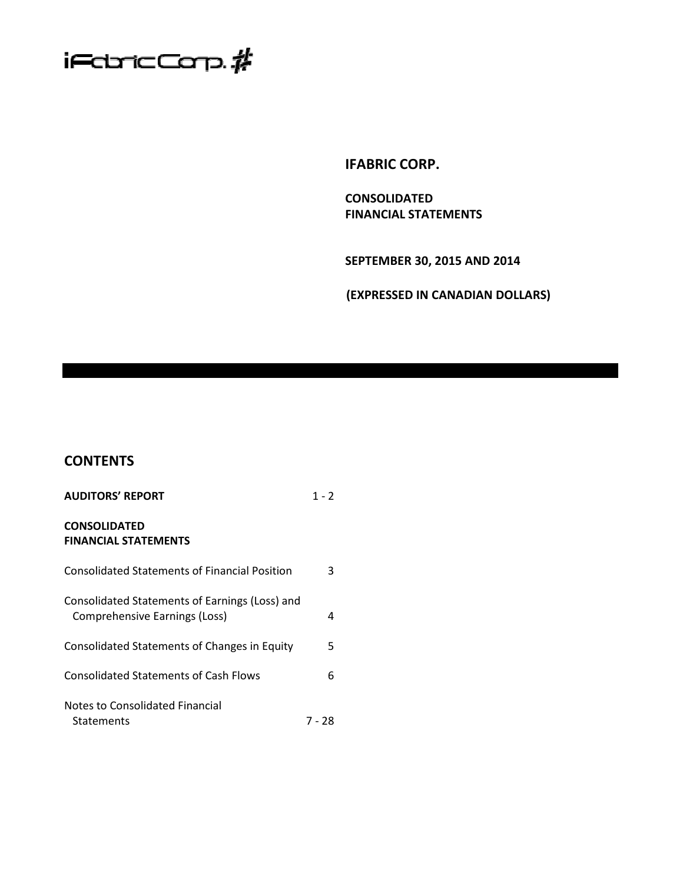iFabricCorp.

# IFABRIC CORP.

**CONSOLIDATED FINANCIAL STATEMENTS**

**SEPTEMBER 30, 2015 AND 2014**

**(EXPRESSED IN CANADIAN DOLLARS)**

## CONTENTS

| | |
|---|---|
| **AUDITORS' REPORT** | 1 - 2 |
| **CONSOLIDATED FINANCIAL STATEMENTS** | |
| Consolidated Statements of Financial Position | 3 |
| Consolidated Statements of Earnings (Loss) and Comprehensive Earnings (Loss) | 4 |
| Consolidated Statements of Changes in Equity | 5 |
| Consolidated Statements of Cash Flows | 6 |
| Notes to Consolidated Financial Statements | 7 - 28 |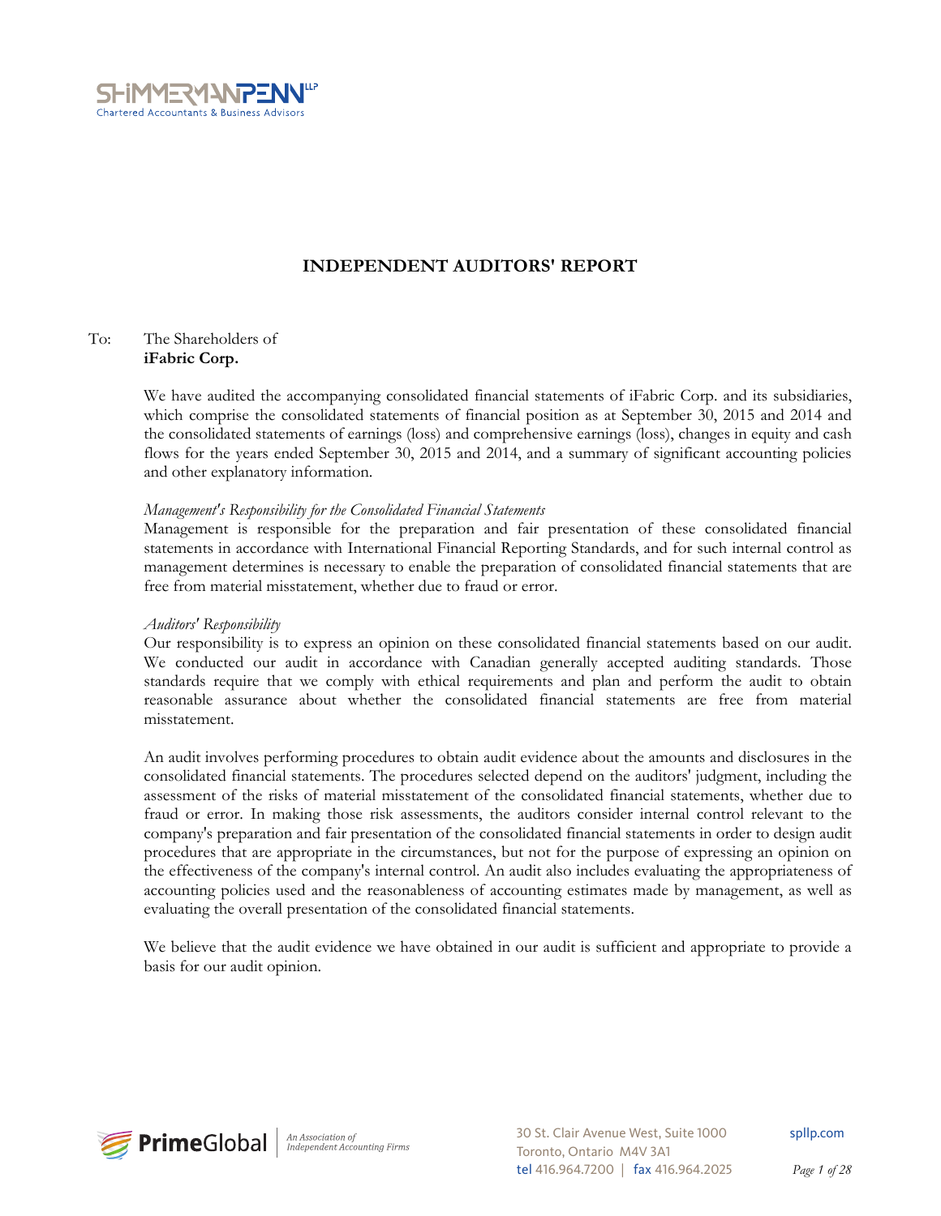# INDEPENDENT AUDITORS' REPORT

To: The Shareholders of
**iFabric Corp.**

We have audited the accompanying consolidated financial statements of iFabric Corp. and its subsidiaries, which comprise the consolidated statements of financial position as at September 30, 2015 and 2014 and the consolidated statements of earnings (loss) and comprehensive earnings (loss), changes in equity and cash flows for the years ended September 30, 2015 and 2014, and a summary of significant accounting policies and other explanatory information.

*Management's Responsibility for the Consolidated Financial Statements*

Management is responsible for the preparation and fair presentation of these consolidated financial statements in accordance with International Financial Reporting Standards, and for such internal control as management determines is necessary to enable the preparation of consolidated financial statements that are free from material misstatement, whether due to fraud or error.

*Auditors' Responsibility*

Our responsibility is to express an opinion on these consolidated financial statements based on our audit. We conducted our audit in accordance with Canadian generally accepted auditing standards. Those standards require that we comply with ethical requirements and plan and perform the audit to obtain reasonable assurance about whether the consolidated financial statements are free from material misstatement.

An audit involves performing procedures to obtain audit evidence about the amounts and disclosures in the consolidated financial statements. The procedures selected depend on the auditors' judgment, including the assessment of the risks of material misstatement of the consolidated financial statements, whether due to fraud or error. In making those risk assessments, the auditors consider internal control relevant to the company's preparation and fair presentation of the consolidated financial statements in order to design audit procedures that are appropriate in the circumstances, but not for the purpose of expressing an opinion on the effectiveness of the company's internal control. An audit also includes evaluating the appropriateness of accounting policies used and the reasonableness of accounting estimates made by management, as well as evaluating the overall presentation of the consolidated financial statements.

We believe that the audit evidence we have obtained in our audit is sufficient and appropriate to provide a basis for our audit opinion.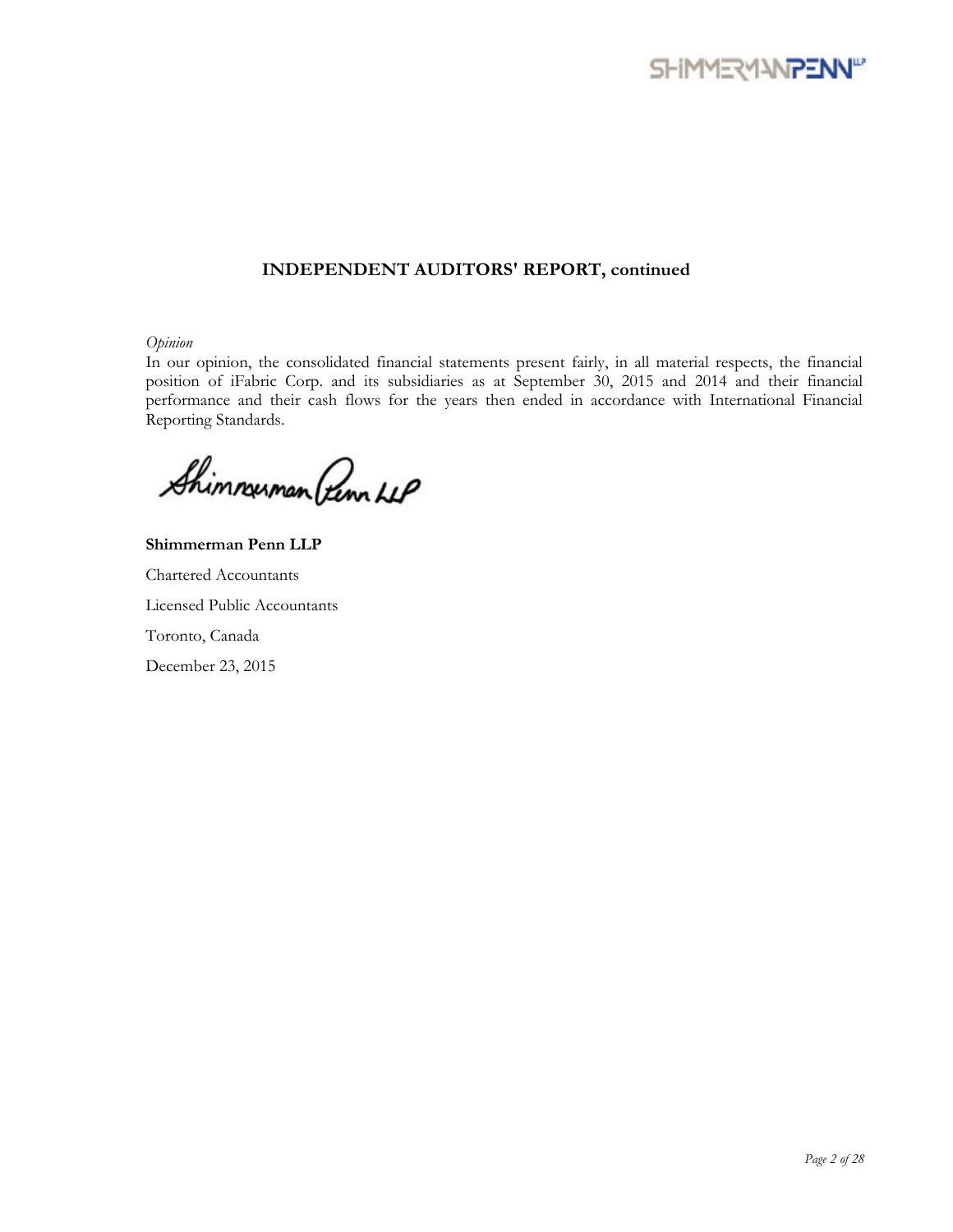## INDEPENDENT AUDITORS' REPORT, continued

*Opinion*

In our opinion, the consolidated financial statements present fairly, in all material respects, the financial position of iFabric Corp. and its subsidiaries as at September 30, 2015 and 2014 and their financial performance and their cash flows for the years then ended in accordance with International Financial Reporting Standards.

**Shimmerman Penn LLP**

Chartered Accountants

Licensed Public Accountants

Toronto, Canada

December 23, 2015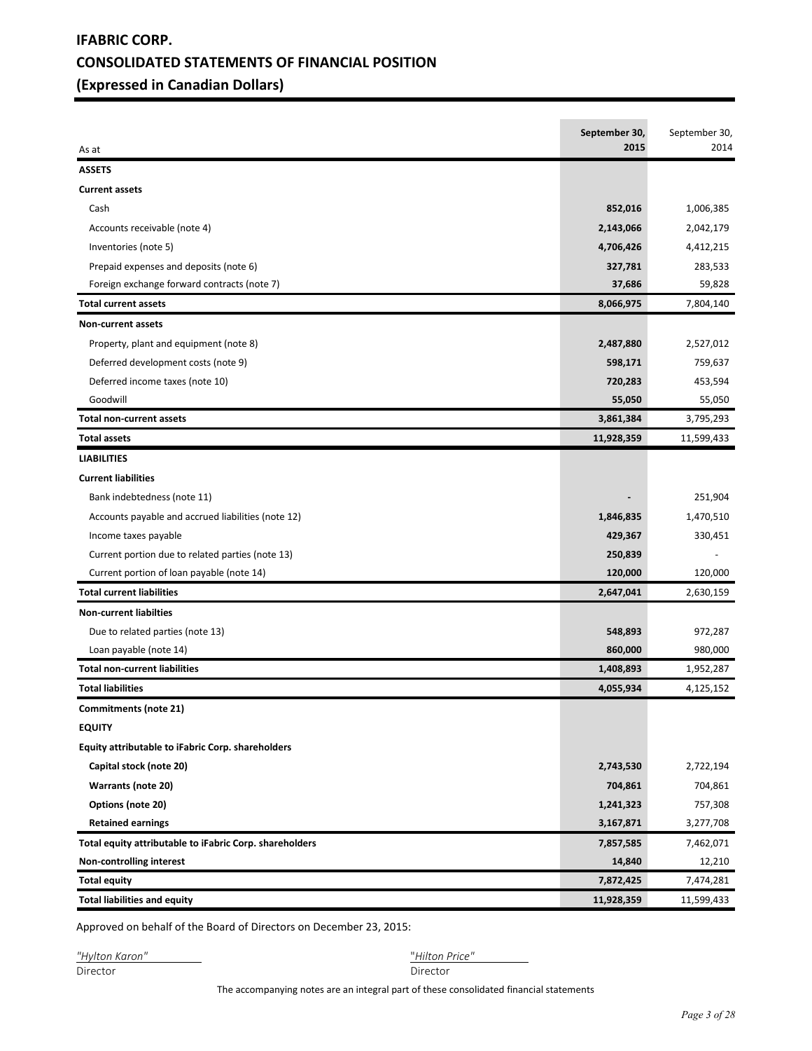# IFABRIC CORP.
# CONSOLIDATED STATEMENTS OF FINANCIAL POSITION
# (Expressed in Canadian Dollars)

| As at | **September 30, 2015** | September 30, 2014 |
|---|---|---|
| **ASSETS** | | |
| **Current assets** | | |
| Cash | **852,016** | 1,006,385 |
| Accounts receivable (note 4) | **2,143,066** | 2,042,179 |
| Inventories (note 5) | **4,706,426** | 4,412,215 |
| Prepaid expenses and deposits (note 6) | **327,781** | 283,533 |
| Foreign exchange forward contracts (note 7) | **37,686** | 59,828 |
| **Total current assets** | **8,066,975** | 7,804,140 |
| **Non-current assets** | | |
| Property, plant and equipment (note 8) | **2,487,880** | 2,527,012 |
| Deferred development costs (note 9) | **598,171** | 759,637 |
| Deferred income taxes (note 10) | **720,283** | 453,594 |
| Goodwill | **55,050** | 55,050 |
| **Total non-current assets** | **3,861,384** | 3,795,293 |
| **Total assets** | **11,928,359** | 11,599,433 |
| **LIABILITIES** | | |
| **Current liabilities** | | |
| Bank indebtedness (note 11) | **-** | 251,904 |
| Accounts payable and accrued liabilities (note 12) | **1,846,835** | 1,470,510 |
| Income taxes payable | **429,367** | 330,451 |
| Current portion due to related parties (note 13) | **250,839** | - |
| Current portion of loan payable (note 14) | **120,000** | 120,000 |
| **Total current liabilities** | **2,647,041** | 2,630,159 |
| **Non-current liabilties** | | |
| Due to related parties (note 13) | **548,893** | 972,287 |
| Loan payable (note 14) | **860,000** | 980,000 |
| **Total non-current liabilities** | **1,408,893** | 1,952,287 |
| **Total liabilities** | **4,055,934** | 4,125,152 |
| **Commitments (note 21)** | | |
| **EQUITY** | | |
| **Equity attributable to iFabric Corp. shareholders** | | |
| **Capital stock (note 20)** | **2,743,530** | 2,722,194 |
| **Warrants (note 20)** | **704,861** | 704,861 |
| **Options (note 20)** | **1,241,323** | 757,308 |
| **Retained earnings** | **3,167,871** | 3,277,708 |
| **Total equity attributable to iFabric Corp. shareholders** | **7,857,585** | 7,462,071 |
| **Non-controlling interest** | **14,840** | 12,210 |
| **Total equity** | **7,872,425** | 7,474,281 |
| **Total liabilities and equity** | **11,928,359** | 11,599,433 |

Approved on behalf of the Board of Directors on December 23, 2015:

*"Hylton Karon"*
Director

"*Hilton Price*"
Director

The accompanying notes are an integral part of these consolidated financial statements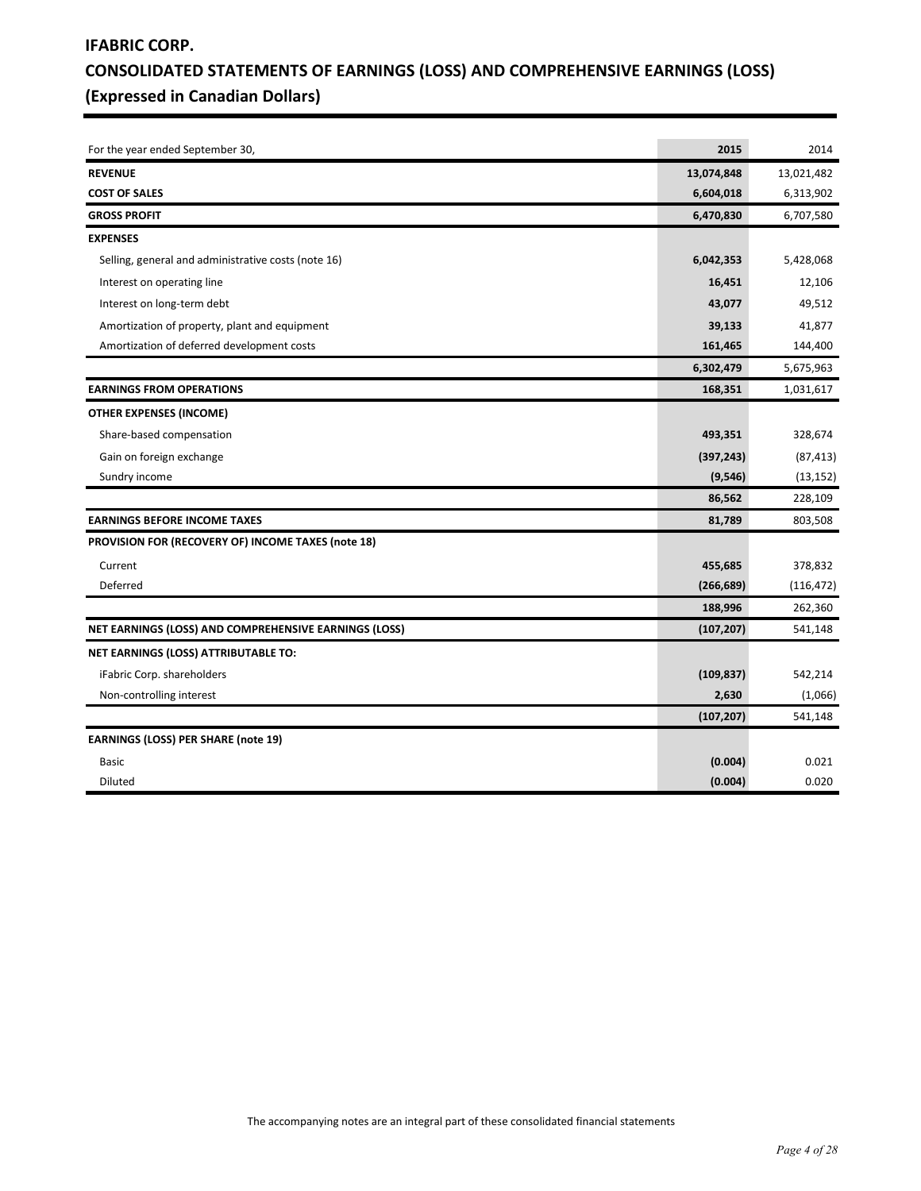# IFABRIC CORP.

# CONSOLIDATED STATEMENTS OF EARNINGS (LOSS) AND COMPREHENSIVE EARNINGS (LOSS)

# (Expressed in Canadian Dollars)

| For the year ended September 30, | 2015 | 2014 |
|---|---|---|
| **REVENUE** | **13,074,848** | 13,021,482 |
| **COST OF SALES** | **6,604,018** | 6,313,902 |
| **GROSS PROFIT** | **6,470,830** | 6,707,580 |
| **EXPENSES** | | |
| Selling, general and administrative costs (note 16) | **6,042,353** | 5,428,068 |
| Interest on operating line | **16,451** | 12,106 |
| Interest on long-term debt | **43,077** | 49,512 |
| Amortization of property, plant and equipment | **39,133** | 41,877 |
| Amortization of deferred development costs | **161,465** | 144,400 |
| | **6,302,479** | 5,675,963 |
| **EARNINGS FROM OPERATIONS** | **168,351** | 1,031,617 |
| **OTHER EXPENSES (INCOME)** | | |
| Share-based compensation | **493,351** | 328,674 |
| Gain on foreign exchange | **(397,243)** | (87,413) |
| Sundry income | **(9,546)** | (13,152) |
| | **86,562** | 228,109 |
| **EARNINGS BEFORE INCOME TAXES** | **81,789** | 803,508 |
| **PROVISION FOR (RECOVERY OF) INCOME TAXES (note 18)** | | |
| Current | **455,685** | 378,832 |
| Deferred | **(266,689)** | (116,472) |
| | **188,996** | 262,360 |
| **NET EARNINGS (LOSS) AND COMPREHENSIVE EARNINGS (LOSS)** | **(107,207)** | 541,148 |
| **NET EARNINGS (LOSS) ATTRIBUTABLE TO:** | | |
| iFabric Corp. shareholders | **(109,837)** | 542,214 |
| Non-controlling interest | **2,630** | (1,066) |
| | **(107,207)** | 541,148 |
| **EARNINGS (LOSS) PER SHARE (note 19)** | | |
| Basic | **(0.004)** | 0.021 |
| Diluted | **(0.004)** | 0.020 |

The accompanying notes are an integral part of these consolidated financial statements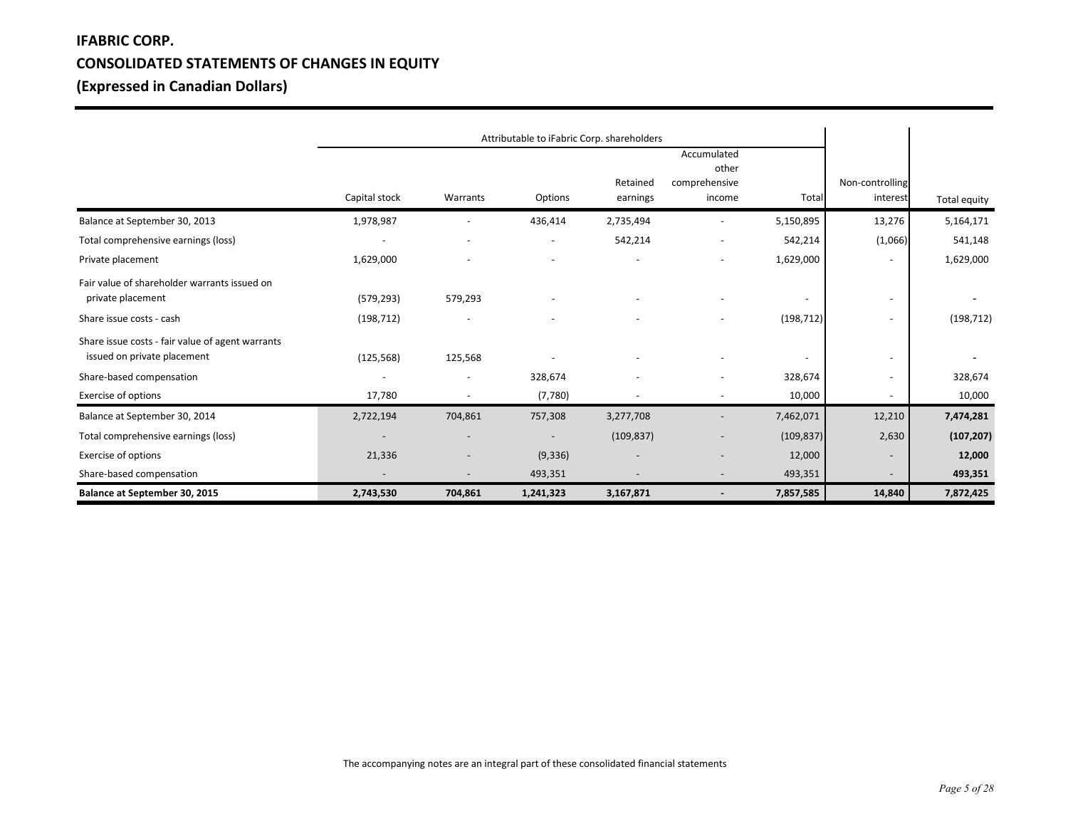**IFABRIC CORP.**

**CONSOLIDATED STATEMENTS OF CHANGES IN EQUITY**

**(Expressed in Canadian Dollars)**

| | Attributable to iFabric Corp. shareholders | | | | | | | |
|---|---|---|---|---|---|---|---|---|
| | Capital stock | Warrants | Options | Retained earnings | Accumulated other comprehensive income | Total | Non-controlling interest | Total equity |
| Balance at September 30, 2013 | 1,978,987 | - | 436,414 | 2,735,494 | - | 5,150,895 | 13,276 | 5,164,171 |
| Total comprehensive earnings (loss) | - | - | - | 542,214 | - | 542,214 | (1,066) | 541,148 |
| Private placement | 1,629,000 | - | - | - | - | 1,629,000 | - | 1,629,000 |
| Fair value of shareholder warrants issued on private placement | (579,293) | 579,293 | - | - | - | - | - | - |
| Share issue costs - cash | (198,712) | - | - | - | - | (198,712) | - | (198,712) |
| Share issue costs - fair value of agent warrants issued on private placement | (125,568) | 125,568 | - | - | - | - | - | - |
| Share-based compensation | - | - | 328,674 | - | - | 328,674 | - | 328,674 |
| Exercise of options | 17,780 | - | (7,780) | - | - | 10,000 | - | 10,000 |
| Balance at September 30, 2014 | 2,722,194 | 704,861 | 757,308 | 3,277,708 | - | 7,462,071 | 12,210 | **7,474,281** |
| Total comprehensive earnings (loss) | - | - | - | (109,837) | - | (109,837) | 2,630 | **(107,207)** |
| Exercise of options | 21,336 | - | (9,336) | - | - | 12,000 | - | **12,000** |
| Share-based compensation | - | - | 493,351 | - | - | 493,351 | - | **493,351** |
| **Balance at September 30, 2015** | **2,743,530** | **704,861** | **1,241,323** | **3,167,871** | **-** | **7,857,585** | **14,840** | **7,872,425** |

The accompanying notes are an integral part of these consolidated financial statements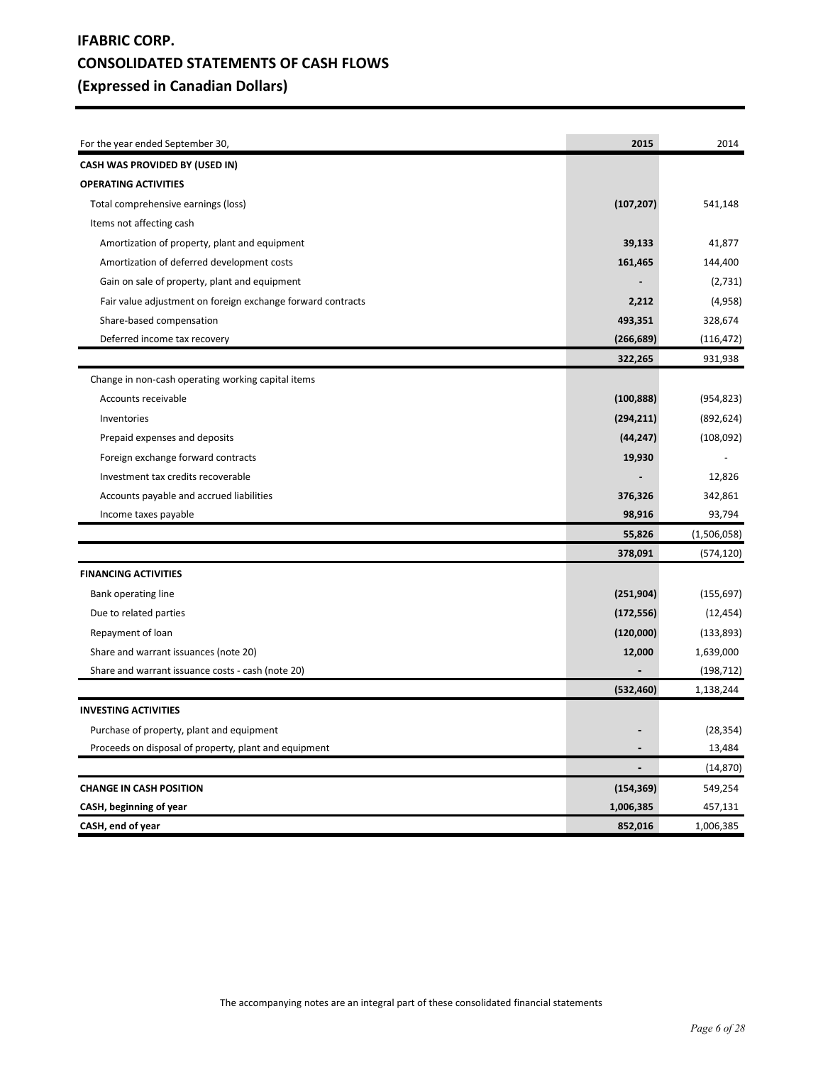# IFABRIC CORP.
# CONSOLIDATED STATEMENTS OF CASH FLOWS
# (Expressed in Canadian Dollars)

| For the year ended September 30, | **2015** | 2014 |
|---|---|---|
| **CASH WAS PROVIDED BY (USED IN)** | | |
| **OPERATING ACTIVITIES** | | |
| Total comprehensive earnings (loss) | **(107,207)** | 541,148 |
| Items not affecting cash | | |
| Amortization of property, plant and equipment | **39,133** | 41,877 |
| Amortization of deferred development costs | **161,465** | 144,400 |
| Gain on sale of property, plant and equipment | **-** | (2,731) |
| Fair value adjustment on foreign exchange forward contracts | **2,212** | (4,958) |
| Share-based compensation | **493,351** | 328,674 |
| Deferred income tax recovery | **(266,689)** | (116,472) |
| | **322,265** | 931,938 |
| Change in non-cash operating working capital items | | |
| Accounts receivable | **(100,888)** | (954,823) |
| Inventories | **(294,211)** | (892,624) |
| Prepaid expenses and deposits | **(44,247)** | (108,092) |
| Foreign exchange forward contracts | **19,930** | - |
| Investment tax credits recoverable | **-** | 12,826 |
| Accounts payable and accrued liabilities | **376,326** | 342,861 |
| Income taxes payable | **98,916** | 93,794 |
| | **55,826** | (1,506,058) |
| | **378,091** | (574,120) |
| **FINANCING ACTIVITIES** | | |
| Bank operating line | **(251,904)** | (155,697) |
| Due to related parties | **(172,556)** | (12,454) |
| Repayment of loan | **(120,000)** | (133,893) |
| Share and warrant issuances (note 20) | **12,000** | 1,639,000 |
| Share and warrant issuance costs - cash (note 20) | **-** | (198,712) |
| | **(532,460)** | 1,138,244 |
| **INVESTING ACTIVITIES** | | |
| Purchase of property, plant and equipment | **-** | (28,354) |
| Proceeds on disposal of property, plant and equipment | **-** | 13,484 |
| | **-** | (14,870) |
| **CHANGE IN CASH POSITION** | **(154,369)** | 549,254 |
| **CASH, beginning of year** | **1,006,385** | 457,131 |
| **CASH, end of year** | **852,016** | 1,006,385 |

The accompanying notes are an integral part of these consolidated financial statements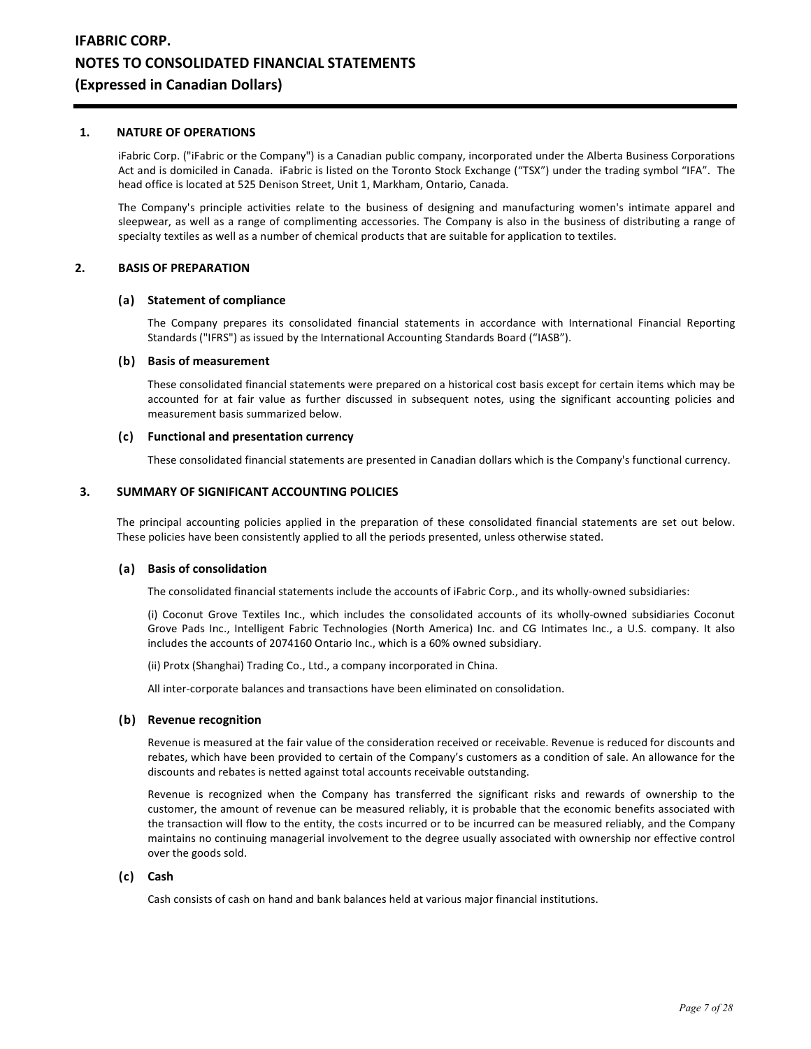## 1. NATURE OF OPERATIONS

iFabric Corp. ("iFabric or the Company") is a Canadian public company, incorporated under the Alberta Business Corporations Act and is domiciled in Canada. iFabric is listed on the Toronto Stock Exchange ("TSX") under the trading symbol "IFA". The head office is located at 525 Denison Street, Unit 1, Markham, Ontario, Canada.

The Company's principle activities relate to the business of designing and manufacturing women's intimate apparel and sleepwear, as well as a range of complimenting accessories. The Company is also in the business of distributing a range of specialty textiles as well as a number of chemical products that are suitable for application to textiles.

## 2. BASIS OF PREPARATION

### (a) Statement of compliance

The Company prepares its consolidated financial statements in accordance with International Financial Reporting Standards ("IFRS") as issued by the International Accounting Standards Board ("IASB").

### (b) Basis of measurement

These consolidated financial statements were prepared on a historical cost basis except for certain items which may be accounted for at fair value as further discussed in subsequent notes, using the significant accounting policies and measurement basis summarized below.

### (c) Functional and presentation currency

These consolidated financial statements are presented in Canadian dollars which is the Company's functional currency.

## 3. SUMMARY OF SIGNIFICANT ACCOUNTING POLICIES

The principal accounting policies applied in the preparation of these consolidated financial statements are set out below. These policies have been consistently applied to all the periods presented, unless otherwise stated.

### (a) Basis of consolidation

The consolidated financial statements include the accounts of iFabric Corp., and its wholly-owned subsidiaries:

(i) Coconut Grove Textiles Inc., which includes the consolidated accounts of its wholly-owned subsidiaries Coconut Grove Pads Inc., Intelligent Fabric Technologies (North America) Inc. and CG Intimates Inc., a U.S. company. It also includes the accounts of 2074160 Ontario Inc., which is a 60% owned subsidiary.

(ii) Protx (Shanghai) Trading Co., Ltd., a company incorporated in China.

All inter-corporate balances and transactions have been eliminated on consolidation.

### (b) Revenue recognition

Revenue is measured at the fair value of the consideration received or receivable. Revenue is reduced for discounts and rebates, which have been provided to certain of the Company's customers as a condition of sale. An allowance for the discounts and rebates is netted against total accounts receivable outstanding.

Revenue is recognized when the Company has transferred the significant risks and rewards of ownership to the customer, the amount of revenue can be measured reliably, it is probable that the economic benefits associated with the transaction will flow to the entity, the costs incurred or to be incurred can be measured reliably, and the Company maintains no continuing managerial involvement to the degree usually associated with ownership nor effective control over the goods sold.

### (c) Cash

Cash consists of cash on hand and bank balances held at various major financial institutions.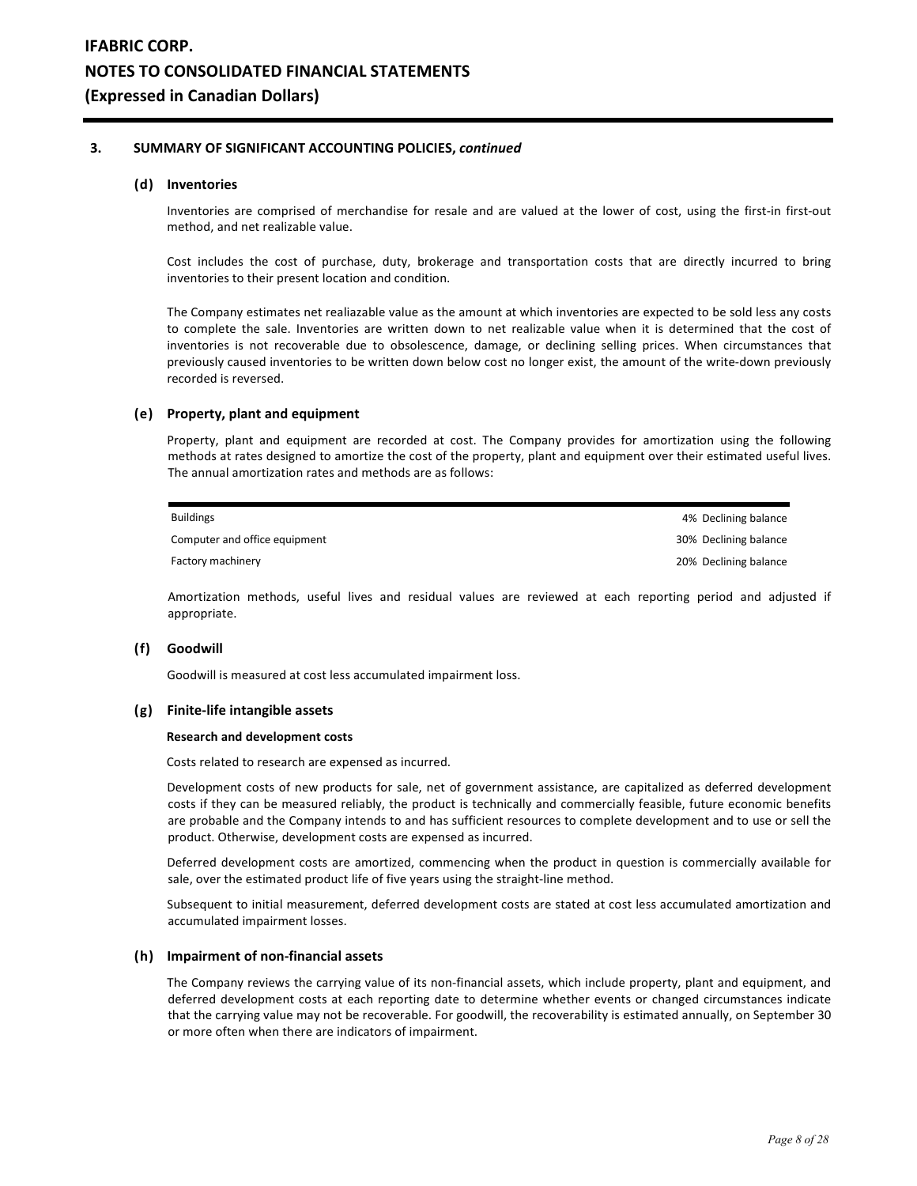## 3. SUMMARY OF SIGNIFICANT ACCOUNTING POLICIES, *continued*

### (d) Inventories

Inventories are comprised of merchandise for resale and are valued at the lower of cost, using the first-in first-out method, and net realizable value.

Cost includes the cost of purchase, duty, brokerage and transportation costs that are directly incurred to bring inventories to their present location and condition.

The Company estimates net realiazable value as the amount at which inventories are expected to be sold less any costs to complete the sale. Inventories are written down to net realizable value when it is determined that the cost of inventories is not recoverable due to obsolescence, damage, or declining selling prices. When circumstances that previously caused inventories to be written down below cost no longer exist, the amount of the write-down previously recorded is reversed.

### (e) Property, plant and equipment

Property, plant and equipment are recorded at cost. The Company provides for amortization using the following methods at rates designed to amortize the cost of the property, plant and equipment over their estimated useful lives. The annual amortization rates and methods are as follows:

| | |
|---|---|
| Buildings | 4% Declining balance |
| Computer and office equipment | 30% Declining balance |
| Factory machinery | 20% Declining balance |

Amortization methods, useful lives and residual values are reviewed at each reporting period and adjusted if appropriate.

### (f) Goodwill

Goodwill is measured at cost less accumulated impairment loss.

### (g) Finite-life intangible assets

**Research and development costs**

Costs related to research are expensed as incurred.

Development costs of new products for sale, net of government assistance, are capitalized as deferred development costs if they can be measured reliably, the product is technically and commercially feasible, future economic benefits are probable and the Company intends to and has sufficient resources to complete development and to use or sell the product. Otherwise, development costs are expensed as incurred.

Deferred development costs are amortized, commencing when the product in question is commercially available for sale, over the estimated product life of five years using the straight-line method.

Subsequent to initial measurement, deferred development costs are stated at cost less accumulated amortization and accumulated impairment losses.

### (h) Impairment of non-financial assets

The Company reviews the carrying value of its non-financial assets, which include property, plant and equipment, and deferred development costs at each reporting date to determine whether events or changed circumstances indicate that the carrying value may not be recoverable. For goodwill, the recoverability is estimated annually, on September 30 or more often when there are indicators of impairment.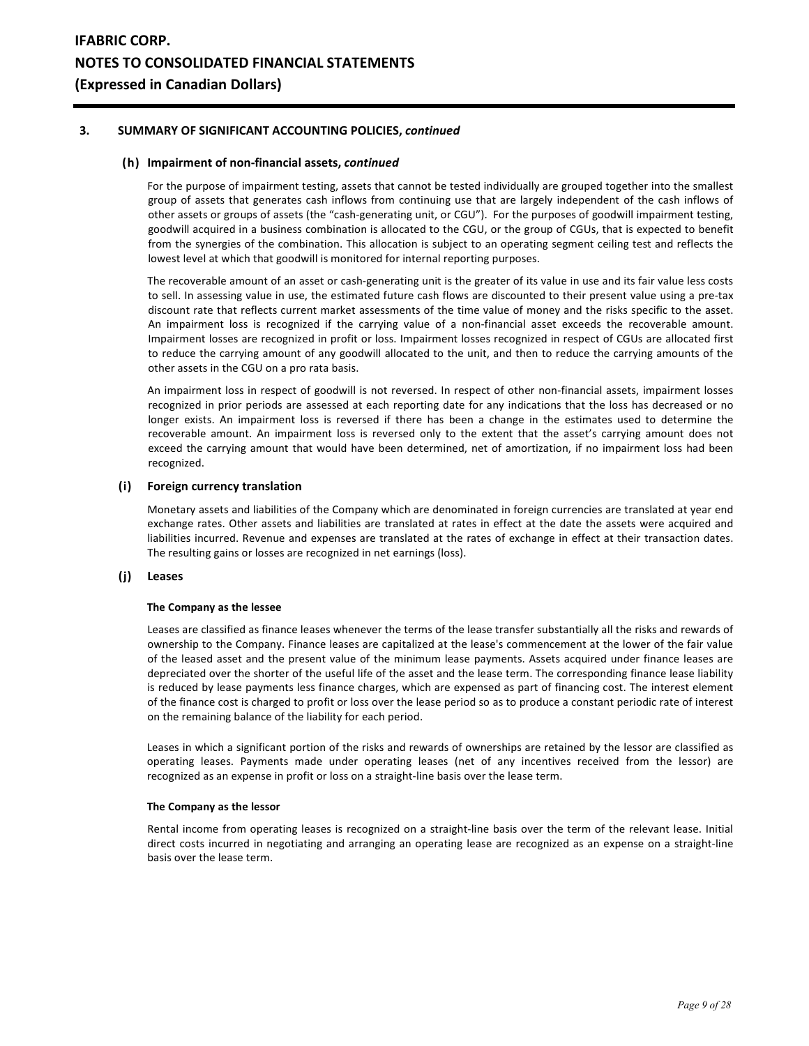## 3. SUMMARY OF SIGNIFICANT ACCOUNTING POLICIES, *continued*

### (h) Impairment of non-financial assets, *continued*

For the purpose of impairment testing, assets that cannot be tested individually are grouped together into the smallest group of assets that generates cash inflows from continuing use that are largely independent of the cash inflows of other assets or groups of assets (the "cash-generating unit, or CGU"). For the purposes of goodwill impairment testing, goodwill acquired in a business combination is allocated to the CGU, or the group of CGUs, that is expected to benefit from the synergies of the combination. This allocation is subject to an operating segment ceiling test and reflects the lowest level at which that goodwill is monitored for internal reporting purposes.

The recoverable amount of an asset or cash-generating unit is the greater of its value in use and its fair value less costs to sell. In assessing value in use, the estimated future cash flows are discounted to their present value using a pre-tax discount rate that reflects current market assessments of the time value of money and the risks specific to the asset. An impairment loss is recognized if the carrying value of a non-financial asset exceeds the recoverable amount. Impairment losses are recognized in profit or loss. Impairment losses recognized in respect of CGUs are allocated first to reduce the carrying amount of any goodwill allocated to the unit, and then to reduce the carrying amounts of the other assets in the CGU on a pro rata basis.

An impairment loss in respect of goodwill is not reversed. In respect of other non-financial assets, impairment losses recognized in prior periods are assessed at each reporting date for any indications that the loss has decreased or no longer exists. An impairment loss is reversed if there has been a change in the estimates used to determine the recoverable amount. An impairment loss is reversed only to the extent that the asset's carrying amount does not exceed the carrying amount that would have been determined, net of amortization, if no impairment loss had been recognized.

### (i) Foreign currency translation

Monetary assets and liabilities of the Company which are denominated in foreign currencies are translated at year end exchange rates. Other assets and liabilities are translated at rates in effect at the date the assets were acquired and liabilities incurred. Revenue and expenses are translated at the rates of exchange in effect at their transaction dates. The resulting gains or losses are recognized in net earnings (loss).

### (j) Leases

**The Company as the lessee**

Leases are classified as finance leases whenever the terms of the lease transfer substantially all the risks and rewards of ownership to the Company. Finance leases are capitalized at the lease's commencement at the lower of the fair value of the leased asset and the present value of the minimum lease payments. Assets acquired under finance leases are depreciated over the shorter of the useful life of the asset and the lease term. The corresponding finance lease liability is reduced by lease payments less finance charges, which are expensed as part of financing cost. The interest element of the finance cost is charged to profit or loss over the lease period so as to produce a constant periodic rate of interest on the remaining balance of the liability for each period.

Leases in which a significant portion of the risks and rewards of ownerships are retained by the lessor are classified as operating leases. Payments made under operating leases (net of any incentives received from the lessor) are recognized as an expense in profit or loss on a straight-line basis over the lease term.

**The Company as the lessor**

Rental income from operating leases is recognized on a straight-line basis over the term of the relevant lease. Initial direct costs incurred in negotiating and arranging an operating lease are recognized as an expense on a straight-line basis over the lease term.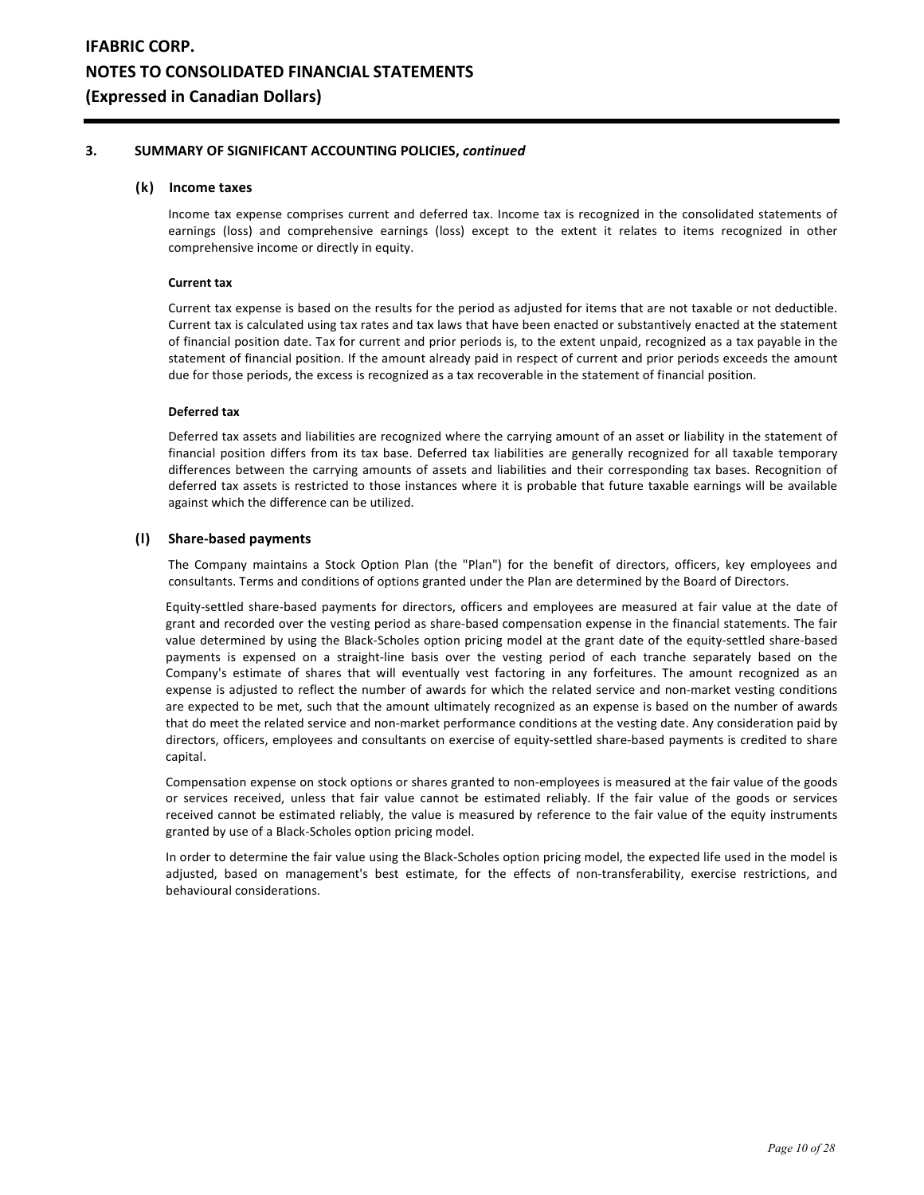## 3. SUMMARY OF SIGNIFICANT ACCOUNTING POLICIES, *continued*

### (k) Income taxes

Income tax expense comprises current and deferred tax. Income tax is recognized in the consolidated statements of earnings (loss) and comprehensive earnings (loss) except to the extent it relates to items recognized in other comprehensive income or directly in equity.

**Current tax**

Current tax expense is based on the results for the period as adjusted for items that are not taxable or not deductible. Current tax is calculated using tax rates and tax laws that have been enacted or substantively enacted at the statement of financial position date. Tax for current and prior periods is, to the extent unpaid, recognized as a tax payable in the statement of financial position. If the amount already paid in respect of current and prior periods exceeds the amount due for those periods, the excess is recognized as a tax recoverable in the statement of financial position.

**Deferred tax**

Deferred tax assets and liabilities are recognized where the carrying amount of an asset or liability in the statement of financial position differs from its tax base. Deferred tax liabilities are generally recognized for all taxable temporary differences between the carrying amounts of assets and liabilities and their corresponding tax bases. Recognition of deferred tax assets is restricted to those instances where it is probable that future taxable earnings will be available against which the difference can be utilized.

### (l) Share-based payments

The Company maintains a Stock Option Plan (the "Plan") for the benefit of directors, officers, key employees and consultants. Terms and conditions of options granted under the Plan are determined by the Board of Directors.

Equity-settled share-based payments for directors, officers and employees are measured at fair value at the date of grant and recorded over the vesting period as share-based compensation expense in the financial statements. The fair value determined by using the Black-Scholes option pricing model at the grant date of the equity-settled share-based payments is expensed on a straight-line basis over the vesting period of each tranche separately based on the Company's estimate of shares that will eventually vest factoring in any forfeitures. The amount recognized as an expense is adjusted to reflect the number of awards for which the related service and non-market vesting conditions are expected to be met, such that the amount ultimately recognized as an expense is based on the number of awards that do meet the related service and non-market performance conditions at the vesting date. Any consideration paid by directors, officers, employees and consultants on exercise of equity-settled share-based payments is credited to share capital.

Compensation expense on stock options or shares granted to non-employees is measured at the fair value of the goods or services received, unless that fair value cannot be estimated reliably. If the fair value of the goods or services received cannot be estimated reliably, the value is measured by reference to the fair value of the equity instruments granted by use of a Black-Scholes option pricing model.

In order to determine the fair value using the Black-Scholes option pricing model, the expected life used in the model is adjusted, based on management's best estimate, for the effects of non-transferability, exercise restrictions, and behavioural considerations.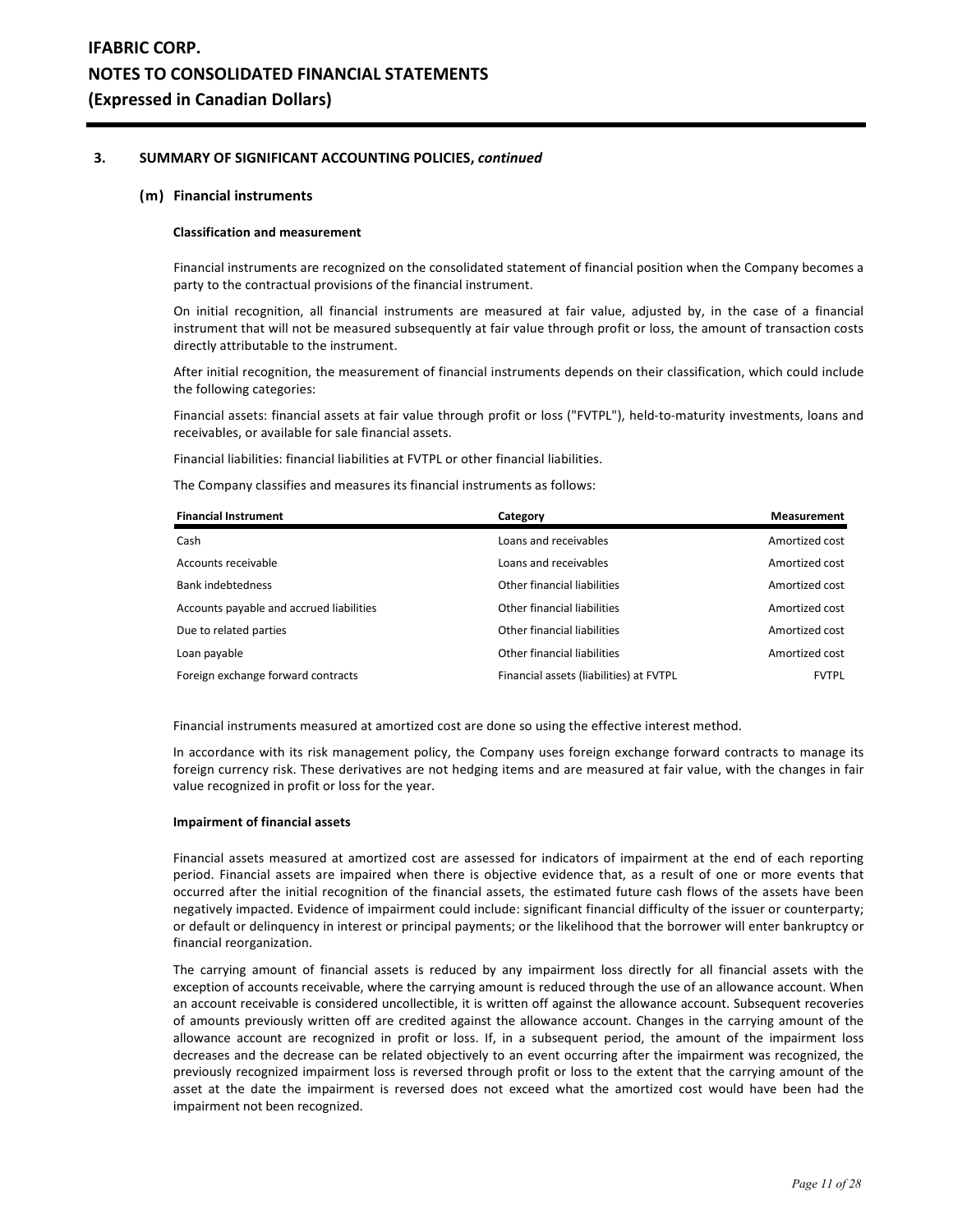## 3. SUMMARY OF SIGNIFICANT ACCOUNTING POLICIES, *continued*

### (m) Financial instruments

**Classification and measurement**

Financial instruments are recognized on the consolidated statement of financial position when the Company becomes a party to the contractual provisions of the financial instrument.

On initial recognition, all financial instruments are measured at fair value, adjusted by, in the case of a financial instrument that will not be measured subsequently at fair value through profit or loss, the amount of transaction costs directly attributable to the instrument.

After initial recognition, the measurement of financial instruments depends on their classification, which could include the following categories:

Financial assets: financial assets at fair value through profit or loss ("FVTPL"), held-to-maturity investments, loans and receivables, or available for sale financial assets.

Financial liabilities: financial liabilities at FVTPL or other financial liabilities.

The Company classifies and measures its financial instruments as follows:

| Financial Instrument | Category | Measurement |
|---|---|---|
| Cash | Loans and receivables | Amortized cost |
| Accounts receivable | Loans and receivables | Amortized cost |
| Bank indebtedness | Other financial liabilities | Amortized cost |
| Accounts payable and accrued liabilities | Other financial liabilities | Amortized cost |
| Due to related parties | Other financial liabilities | Amortized cost |
| Loan payable | Other financial liabilities | Amortized cost |
| Foreign exchange forward contracts | Financial assets (liabilities) at FVTPL | FVTPL |

Financial instruments measured at amortized cost are done so using the effective interest method.

In accordance with its risk management policy, the Company uses foreign exchange forward contracts to manage its foreign currency risk. These derivatives are not hedging items and are measured at fair value, with the changes in fair value recognized in profit or loss for the year.

**Impairment of financial assets**

Financial assets measured at amortized cost are assessed for indicators of impairment at the end of each reporting period. Financial assets are impaired when there is objective evidence that, as a result of one or more events that occurred after the initial recognition of the financial assets, the estimated future cash flows of the assets have been negatively impacted. Evidence of impairment could include: significant financial difficulty of the issuer or counterparty; or default or delinquency in interest or principal payments; or the likelihood that the borrower will enter bankruptcy or financial reorganization.

The carrying amount of financial assets is reduced by any impairment loss directly for all financial assets with the exception of accounts receivable, where the carrying amount is reduced through the use of an allowance account. When an account receivable is considered uncollectible, it is written off against the allowance account. Subsequent recoveries of amounts previously written off are credited against the allowance account. Changes in the carrying amount of the allowance account are recognized in profit or loss. If, in a subsequent period, the amount of the impairment loss decreases and the decrease can be related objectively to an event occurring after the impairment was recognized, the previously recognized impairment loss is reversed through profit or loss to the extent that the carrying amount of the asset at the date the impairment is reversed does not exceed what the amortized cost would have been had the impairment not been recognized.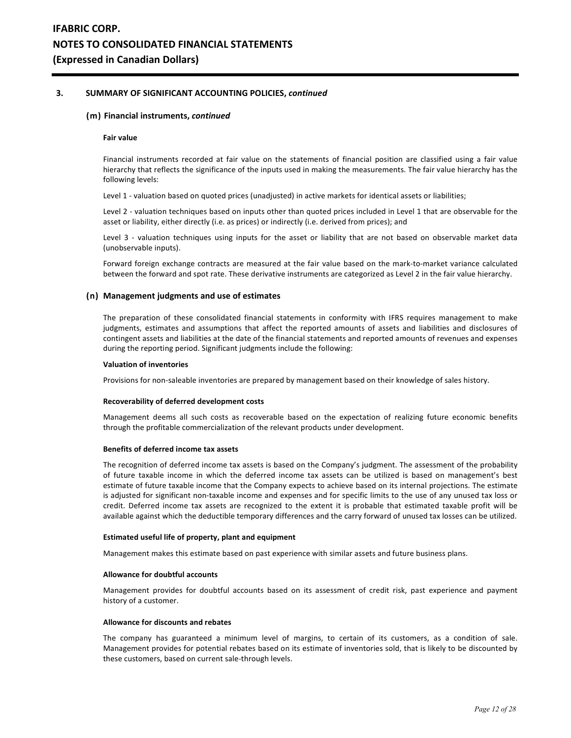## 3. SUMMARY OF SIGNIFICANT ACCOUNTING POLICIES, *continued*

### (m) Financial instruments, *continued*

**Fair value**

Financial instruments recorded at fair value on the statements of financial position are classified using a fair value hierarchy that reflects the significance of the inputs used in making the measurements. The fair value hierarchy has the following levels:

Level 1 - valuation based on quoted prices (unadjusted) in active markets for identical assets or liabilities;

Level 2 - valuation techniques based on inputs other than quoted prices included in Level 1 that are observable for the asset or liability, either directly (i.e. as prices) or indirectly (i.e. derived from prices); and

Level 3 - valuation techniques using inputs for the asset or liability that are not based on observable market data (unobservable inputs).

Forward foreign exchange contracts are measured at the fair value based on the mark-to-market variance calculated between the forward and spot rate. These derivative instruments are categorized as Level 2 in the fair value hierarchy.

### (n) Management judgments and use of estimates

The preparation of these consolidated financial statements in conformity with IFRS requires management to make judgments, estimates and assumptions that affect the reported amounts of assets and liabilities and disclosures of contingent assets and liabilities at the date of the financial statements and reported amounts of revenues and expenses during the reporting period. Significant judgments include the following:

**Valuation of inventories**

Provisions for non-saleable inventories are prepared by management based on their knowledge of sales history.

**Recoverability of deferred development costs**

Management deems all such costs as recoverable based on the expectation of realizing future economic benefits through the profitable commercialization of the relevant products under development.

**Benefits of deferred income tax assets**

The recognition of deferred income tax assets is based on the Company's judgment. The assessment of the probability of future taxable income in which the deferred income tax assets can be utilized is based on management's best estimate of future taxable income that the Company expects to achieve based on its internal projections. The estimate is adjusted for significant non-taxable income and expenses and for specific limits to the use of any unused tax loss or credit. Deferred income tax assets are recognized to the extent it is probable that estimated taxable profit will be available against which the deductible temporary differences and the carry forward of unused tax losses can be utilized.

**Estimated useful life of property, plant and equipment**

Management makes this estimate based on past experience with similar assets and future business plans.

**Allowance for doubtful accounts**

Management provides for doubtful accounts based on its assessment of credit risk, past experience and payment history of a customer.

**Allowance for discounts and rebates**

The company has guaranteed a minimum level of margins, to certain of its customers, as a condition of sale. Management provides for potential rebates based on its estimate of inventories sold, that is likely to be discounted by these customers, based on current sale-through levels.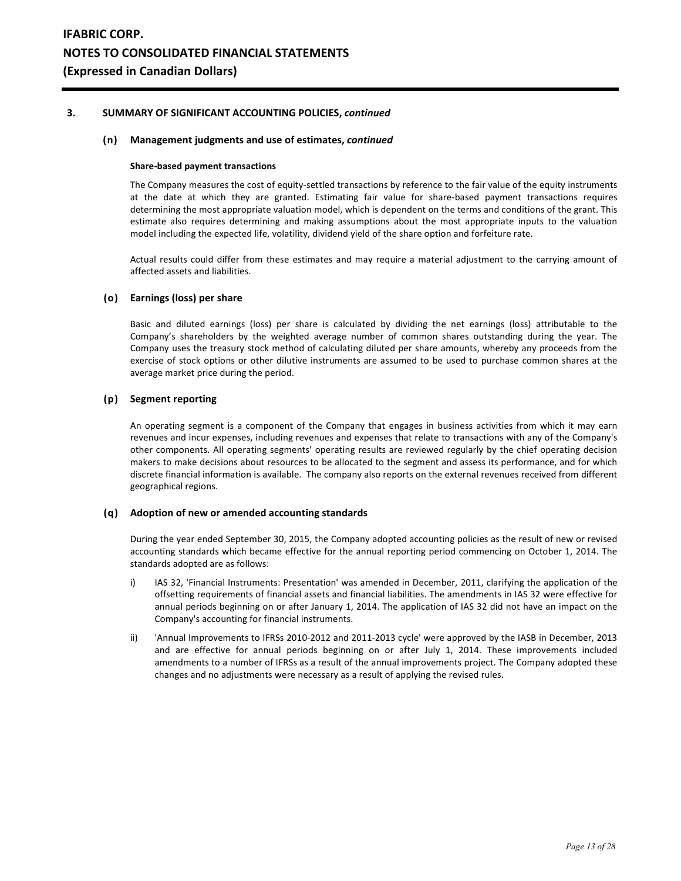## 3. SUMMARY OF SIGNIFICANT ACCOUNTING POLICIES, *continued*

### (n) Management judgments and use of estimates, *continued*

**Share-based payment transactions**

The Company measures the cost of equity-settled transactions by reference to the fair value of the equity instruments at the date at which they are granted. Estimating fair value for share-based payment transactions requires determining the most appropriate valuation model, which is dependent on the terms and conditions of the grant. This estimate also requires determining and making assumptions about the most appropriate inputs to the valuation model including the expected life, volatility, dividend yield of the share option and forfeiture rate.

Actual results could differ from these estimates and may require a material adjustment to the carrying amount of affected assets and liabilities.

### (o) Earnings (loss) per share

Basic and diluted earnings (loss) per share is calculated by dividing the net earnings (loss) attributable to the Company's shareholders by the weighted average number of common shares outstanding during the year. The Company uses the treasury stock method of calculating diluted per share amounts, whereby any proceeds from the exercise of stock options or other dilutive instruments are assumed to be used to purchase common shares at the average market price during the period.

### (p) Segment reporting

An operating segment is a component of the Company that engages in business activities from which it may earn revenues and incur expenses, including revenues and expenses that relate to transactions with any of the Company's other components. All operating segments' operating results are reviewed regularly by the chief operating decision makers to make decisions about resources to be allocated to the segment and assess its performance, and for which discrete financial information is available. The company also reports on the external revenues received from different geographical regions.

### (q) Adoption of new or amended accounting standards

During the year ended September 30, 2015, the Company adopted accounting policies as the result of new or revised accounting standards which became effective for the annual reporting period commencing on October 1, 2014. The standards adopted are as follows:

i) IAS 32, 'Financial Instruments: Presentation' was amended in December, 2011, clarifying the application of the offsetting requirements of financial assets and financial liabilities. The amendments in IAS 32 were effective for annual periods beginning on or after January 1, 2014. The application of IAS 32 did not have an impact on the Company's accounting for financial instruments.

ii) 'Annual Improvements to IFRSs 2010-2012 and 2011-2013 cycle' were approved by the IASB in December, 2013 and are effective for annual periods beginning on or after July 1, 2014. These improvements included amendments to a number of IFRSs as a result of the annual improvements project. The Company adopted these changes and no adjustments were necessary as a result of applying the revised rules.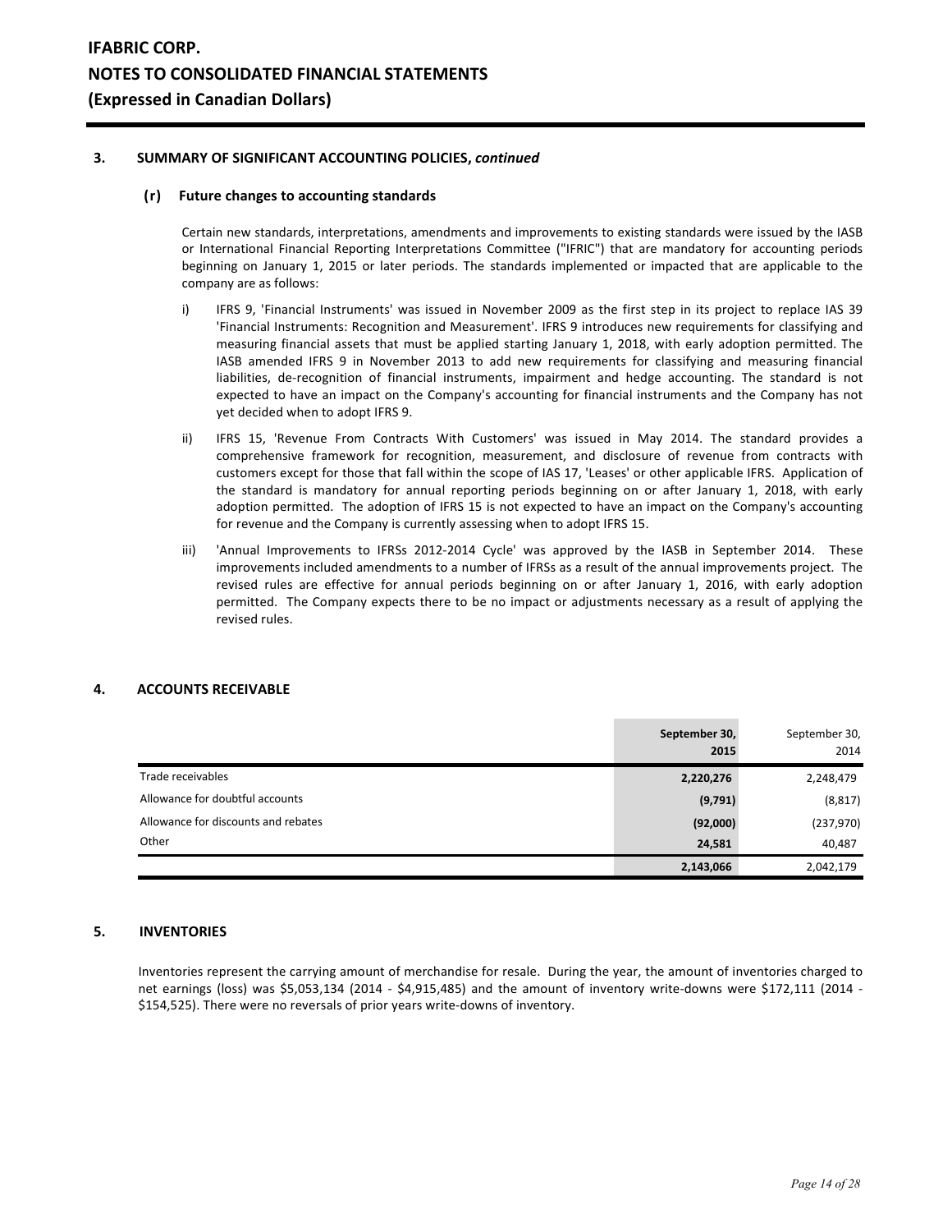### 3. SUMMARY OF SIGNIFICANT ACCOUNTING POLICIES, *continued*

#### (r) Future changes to accounting standards

Certain new standards, interpretations, amendments and improvements to existing standards were issued by the IASB or International Financial Reporting Interpretations Committee ("IFRIC") that are mandatory for accounting periods beginning on January 1, 2015 or later periods. The standards implemented or impacted that are applicable to the company are as follows:

i) IFRS 9, 'Financial Instruments' was issued in November 2009 as the first step in its project to replace IAS 39 'Financial Instruments: Recognition and Measurement'. IFRS 9 introduces new requirements for classifying and measuring financial assets that must be applied starting January 1, 2018, with early adoption permitted. The IASB amended IFRS 9 in November 2013 to add new requirements for classifying and measuring financial liabilities, de-recognition of financial instruments, impairment and hedge accounting. The standard is not expected to have an impact on the Company's accounting for financial instruments and the Company has not yet decided when to adopt IFRS 9.

ii) IFRS 15, 'Revenue From Contracts With Customers' was issued in May 2014. The standard provides a comprehensive framework for recognition, measurement, and disclosure of revenue from contracts with customers except for those that fall within the scope of IAS 17, 'Leases' or other applicable IFRS. Application of the standard is mandatory for annual reporting periods beginning on or after January 1, 2018, with early adoption permitted. The adoption of IFRS 15 is not expected to have an impact on the Company's accounting for revenue and the Company is currently assessing when to adopt IFRS 15.

iii) 'Annual Improvements to IFRSs 2012-2014 Cycle' was approved by the IASB in September 2014. These improvements included amendments to a number of IFRSs as a result of the annual improvements project. The revised rules are effective for annual periods beginning on or after January 1, 2016, with early adoption permitted. The Company expects there to be no impact or adjustments necessary as a result of applying the revised rules.

### 4. ACCOUNTS RECEIVABLE

| | **September 30, 2015** | September 30, 2014 |
|---|---|---|
| Trade receivables | **2,220,276** | 2,248,479 |
| Allowance for doubtful accounts | **(9,791)** | (8,817) |
| Allowance for discounts and rebates | **(92,000)** | (237,970) |
| Other | **24,581** | 40,487 |
| | **2,143,066** | 2,042,179 |

### 5. INVENTORIES

Inventories represent the carrying amount of merchandise for resale. During the year, the amount of inventories charged to net earnings (loss) was $5,053,134 (2014 - $4,915,485) and the amount of inventory write-downs were $172,111 (2014 - $154,525). There were no reversals of prior years write-downs of inventory.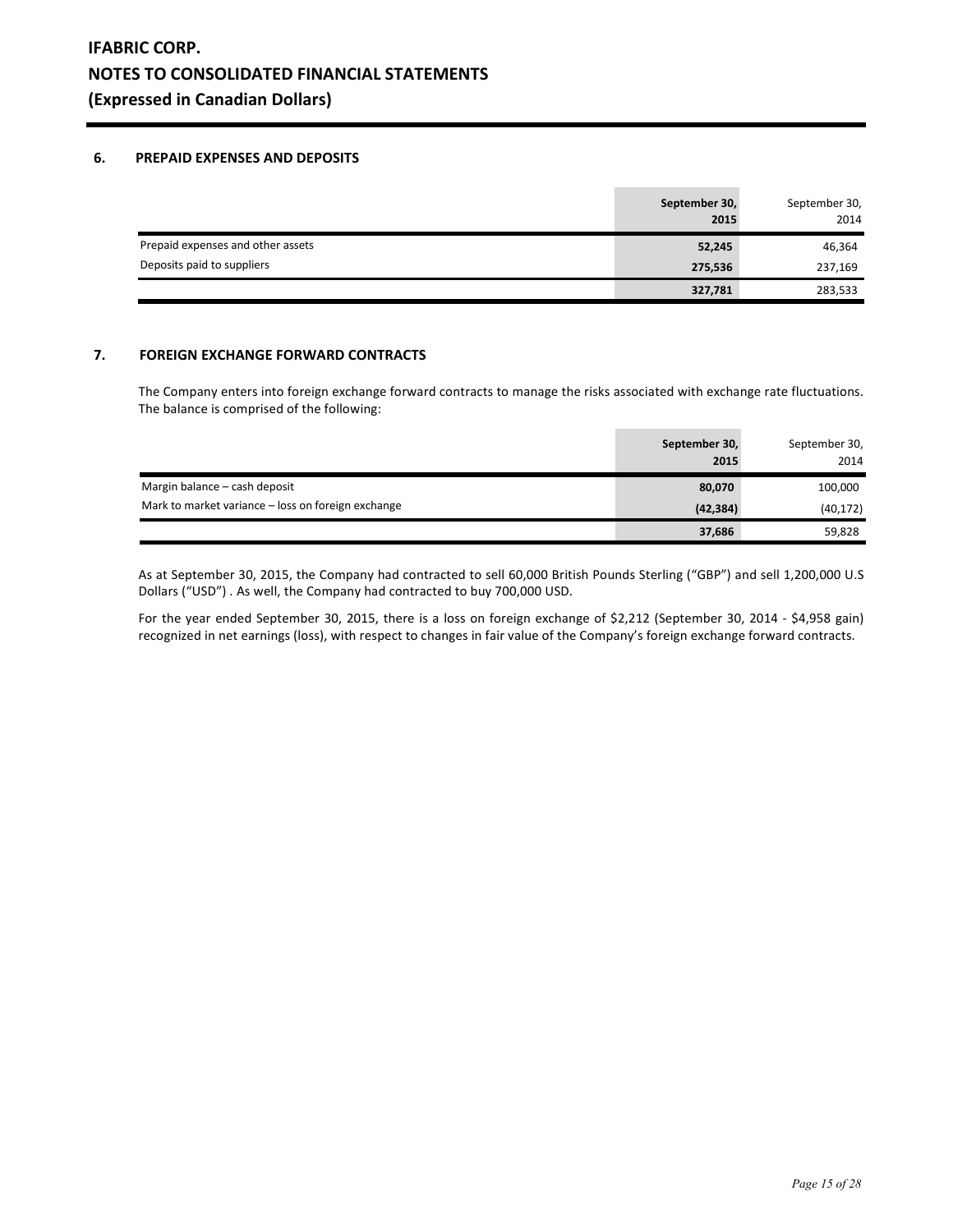### 6. PREPAID EXPENSES AND DEPOSITS

| | September 30, 2015 | September 30, 2014 |
|---|---|---|
| Prepaid expenses and other assets | 52,245 | 46,364 |
| Deposits paid to suppliers | 275,536 | 237,169 |
| | 327,781 | 283,533 |

### 7. FOREIGN EXCHANGE FORWARD CONTRACTS

The Company enters into foreign exchange forward contracts to manage the risks associated with exchange rate fluctuations. The balance is comprised of the following:

| | September 30, 2015 | September 30, 2014 |
|---|---|---|
| Margin balance – cash deposit | 80,070 | 100,000 |
| Mark to market variance – loss on foreign exchange | (42,384) | (40,172) |
| | 37,686 | 59,828 |

As at September 30, 2015, the Company had contracted to sell 60,000 British Pounds Sterling ("GBP") and sell 1,200,000 U.S Dollars ("USD") . As well, the Company had contracted to buy 700,000 USD.

For the year ended September 30, 2015, there is a loss on foreign exchange of $2,212 (September 30, 2014 - $4,958 gain) recognized in net earnings (loss), with respect to changes in fair value of the Company's foreign exchange forward contracts.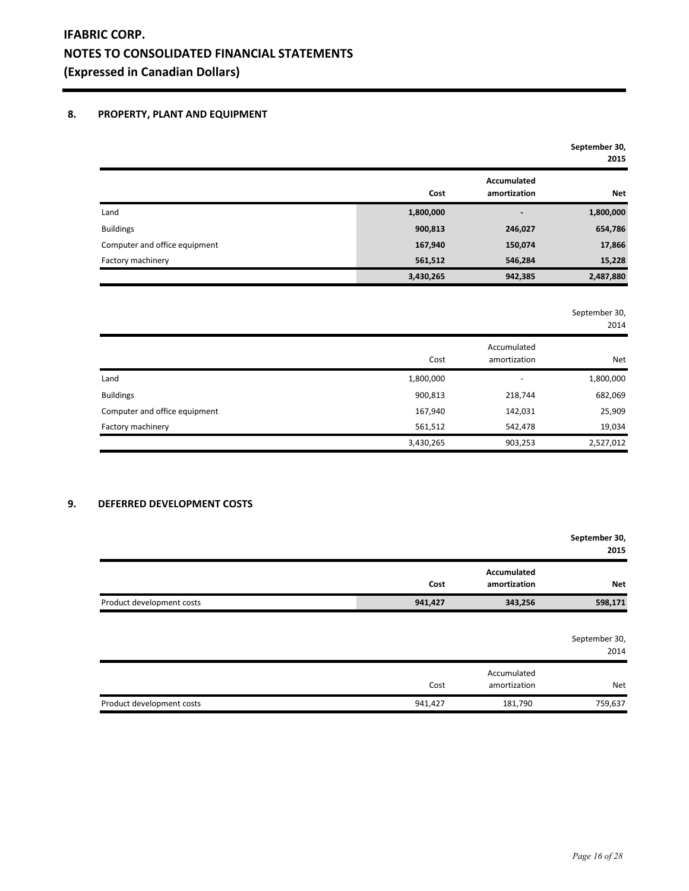## 8. PROPERTY, PLANT AND EQUIPMENT

| | | | **September 30, 2015** |
|---|---|---|---|
| | **Cost** | **Accumulated amortization** | **Net** |
| Land | **1,800,000** | **-** | **1,800,000** |
| Buildings | **900,813** | **246,027** | **654,786** |
| Computer and office equipment | **167,940** | **150,074** | **17,866** |
| Factory machinery | **561,512** | **546,284** | **15,228** |
| | **3,430,265** | **942,385** | **2,487,880** |

| | | | September 30, 2014 |
|---|---|---|---|
| | Cost | Accumulated amortization | Net |
| Land | 1,800,000 | - | 1,800,000 |
| Buildings | 900,813 | 218,744 | 682,069 |
| Computer and office equipment | 167,940 | 142,031 | 25,909 |
| Factory machinery | 561,512 | 542,478 | 19,034 |
| | 3,430,265 | 903,253 | 2,527,012 |

## 9. DEFERRED DEVELOPMENT COSTS

| | | | **September 30, 2015** |
|---|---|---|---|
| | **Cost** | **Accumulated amortization** | **Net** |
| Product development costs | **941,427** | **343,256** | **598,171** |

| | | | September 30, 2014 |
|---|---|---|---|
| | Cost | Accumulated amortization | Net |
| Product development costs | 941,427 | 181,790 | 759,637 |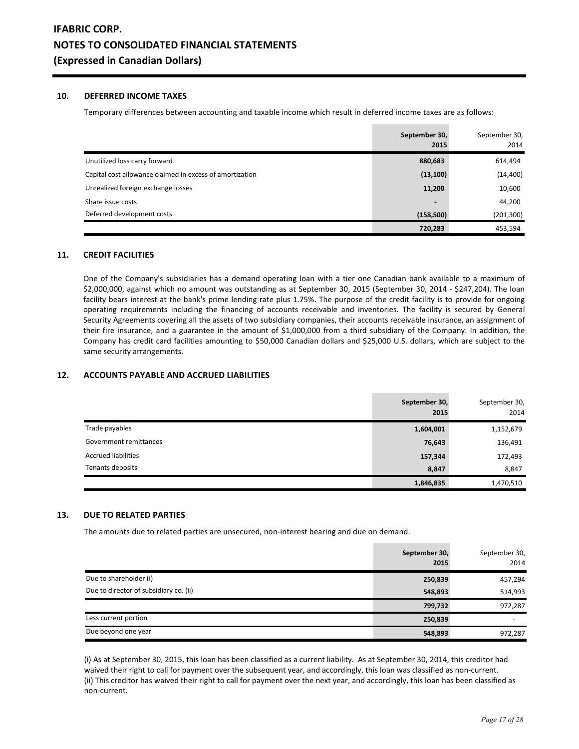# IFABRIC CORP.
# NOTES TO CONSOLIDATED FINANCIAL STATEMENTS
# (Expressed in Canadian Dollars)

## 10. DEFERRED INCOME TAXES

Temporary differences between accounting and taxable income which result in deferred income taxes are as follows:

| | **September 30, 2015** | September 30, 2014 |
|---|---|---|
| Unutilized loss carry forward | **880,683** | 614,494 |
| Capital cost allowance claimed in excess of amortization | **(13,100)** | (14,400) |
| Unrealized foreign exchange losses | **11,200** | 10,600 |
| Share issue costs | **-** | 44,200 |
| Deferred development costs | **(158,500)** | (201,300) |
| | **720,283** | 453,594 |

## 11. CREDIT FACILITIES

One of the Company's subsidiaries has a demand operating loan with a tier one Canadian bank available to a maximum of $2,000,000, against which no amount was outstanding as at September 30, 2015 (September 30, 2014 - $247,204). The loan facility bears interest at the bank's prime lending rate plus 1.75%. The purpose of the credit facility is to provide for ongoing operating requirements including the financing of accounts receivable and inventories. The facility is secured by General Security Agreements covering all the assets of two subsidiary companies, their accounts receivable insurance, an assignment of their fire insurance, and a guarantee in the amount of $1,000,000 from a third subsidiary of the Company. In addition, the Company has credit card facilities amounting to $50,000 Canadian dollars and $25,000 U.S. dollars, which are subject to the same security arrangements.

## 12. ACCOUNTS PAYABLE AND ACCRUED LIABILITIES

| | **September 30, 2015** | September 30, 2014 |
|---|---|---|
| Trade payables | **1,604,001** | 1,152,679 |
| Government remittances | **76,643** | 136,491 |
| Accrued liabilities | **157,344** | 172,493 |
| Tenants deposits | **8,847** | 8,847 |
| | **1,846,835** | 1,470,510 |

## 13. DUE TO RELATED PARTIES

The amounts due to related parties are unsecured, non-interest bearing and due on demand.

| | **September 30, 2015** | September 30, 2014 |
|---|---|---|
| Due to shareholder (i) | **250,839** | 457,294 |
| Due to director of subsidiary co. (ii) | **548,893** | 514,993 |
| | **799,732** | 972,287 |
| Less current portion | **250,839** | - |
| Due beyond one year | **548,893** | 972,287 |

(i) As at September 30, 2015, this loan has been classified as a current liability. As at September 30, 2014, this creditor had waived their right to call for payment over the subsequent year, and accordingly, this loan was classified as non-current.
(ii) This creditor has waived their right to call for payment over the next year, and accordingly, this loan has been classified as non-current.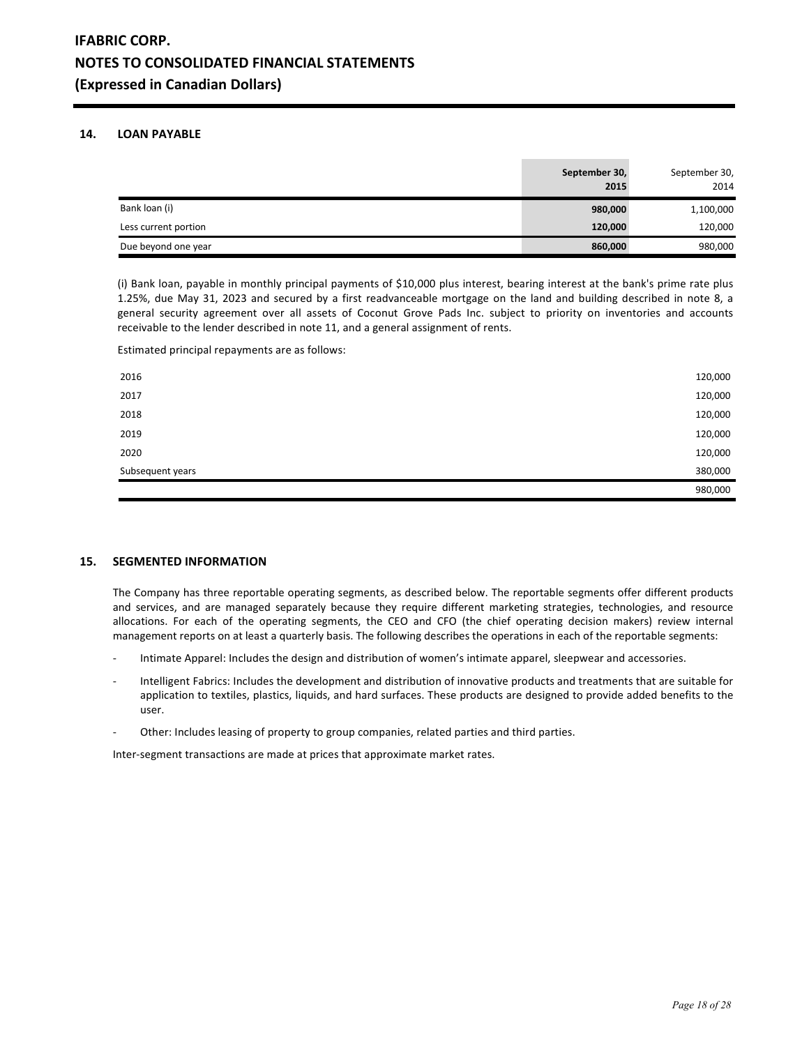# IFABRIC CORP.
# NOTES TO CONSOLIDATED FINANCIAL STATEMENTS
# (Expressed in Canadian Dollars)

## 14. LOAN PAYABLE

| | **September 30, 2015** | September 30, 2014 |
|---|---|---|
| Bank loan (i) | **980,000** | 1,100,000 |
| Less current portion | **120,000** | 120,000 |
| Due beyond one year | **860,000** | 980,000 |

(i) Bank loan, payable in monthly principal payments of $10,000 plus interest, bearing interest at the bank's prime rate plus 1.25%, due May 31, 2023 and secured by a first readvanceable mortgage on the land and building described in note 8, a general security agreement over all assets of Coconut Grove Pads Inc. subject to priority on inventories and accounts receivable to the lender described in note 11, and a general assignment of rents.

Estimated principal repayments are as follows:

| | |
|---|---|
| 2016 | 120,000 |
| 2017 | 120,000 |
| 2018 | 120,000 |
| 2019 | 120,000 |
| 2020 | 120,000 |
| Subsequent years | 380,000 |
| | 980,000 |

## 15. SEGMENTED INFORMATION

The Company has three reportable operating segments, as described below. The reportable segments offer different products and services, and are managed separately because they require different marketing strategies, technologies, and resource allocations. For each of the operating segments, the CEO and CFO (the chief operating decision makers) review internal management reports on at least a quarterly basis. The following describes the operations in each of the reportable segments:

- Intimate Apparel: Includes the design and distribution of women's intimate apparel, sleepwear and accessories.
- Intelligent Fabrics: Includes the development and distribution of innovative products and treatments that are suitable for application to textiles, plastics, liquids, and hard surfaces. These products are designed to provide added benefits to the user.
- Other: Includes leasing of property to group companies, related parties and third parties.

Inter-segment transactions are made at prices that approximate market rates.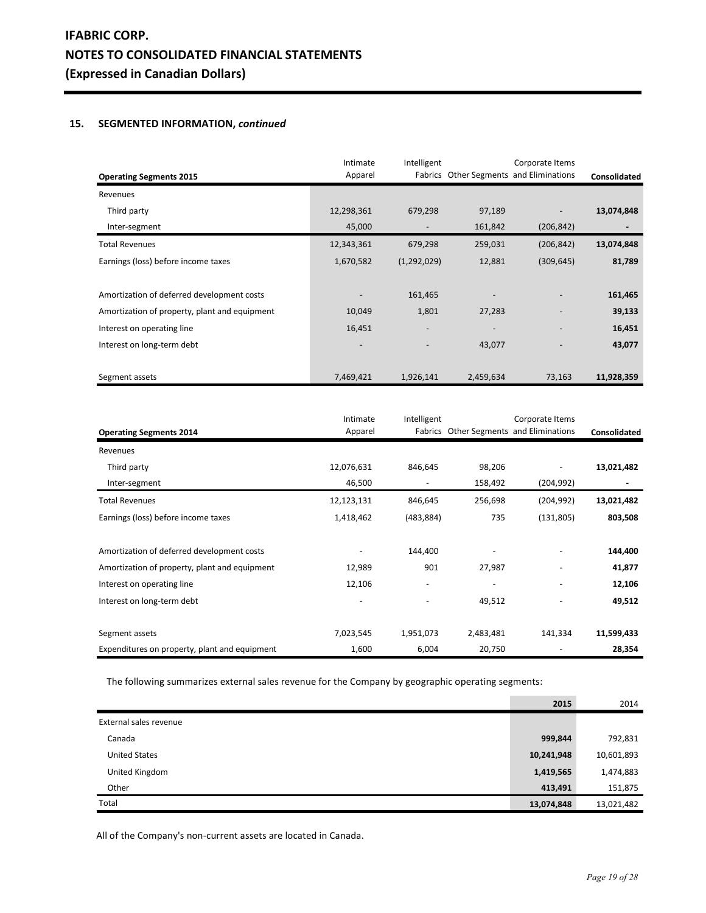## 15. SEGMENTED INFORMATION, *continued*

| Operating Segments 2015 | Intimate Apparel | Intelligent Fabrics | Other Segments | Corporate Items and Eliminations | Consolidated |
|---|---|---|---|---|---|
| Revenues | | | | | |
| Third party | 12,298,361 | 679,298 | 97,189 | - | **13,074,848** |
| Inter-segment | 45,000 | - | 161,842 | (206,842) | **-** |
| Total Revenues | 12,343,361 | 679,298 | 259,031 | (206,842) | **13,074,848** |
| Earnings (loss) before income taxes | 1,670,582 | (1,292,029) | 12,881 | (309,645) | **81,789** |
| | | | | | |
| Amortization of deferred development costs | - | 161,465 | - | - | **161,465** |
| Amortization of property, plant and equipment | 10,049 | 1,801 | 27,283 | - | **39,133** |
| Interest on operating line | 16,451 | - | - | - | **16,451** |
| Interest on long-term debt | - | - | 43,077 | - | **43,077** |
| | | | | | |
| Segment assets | 7,469,421 | 1,926,141 | 2,459,634 | 73,163 | **11,928,359** |

| Operating Segments 2014 | Intimate Apparel | Intelligent Fabrics | Other Segments | Corporate Items and Eliminations | Consolidated |
|---|---|---|---|---|---|
| Revenues | | | | | |
| Third party | 12,076,631 | 846,645 | 98,206 | - | **13,021,482** |
| Inter-segment | 46,500 | - | 158,492 | (204,992) | **-** |
| Total Revenues | 12,123,131 | 846,645 | 256,698 | (204,992) | **13,021,482** |
| Earnings (loss) before income taxes | 1,418,462 | (483,884) | 735 | (131,805) | **803,508** |
| | | | | | |
| Amortization of deferred development costs | - | 144,400 | - | - | **144,400** |
| Amortization of property, plant and equipment | 12,989 | 901 | 27,987 | - | **41,877** |
| Interest on operating line | 12,106 | - | - | - | **12,106** |
| Interest on long-term debt | - | - | 49,512 | - | **49,512** |
| | | | | | |
| Segment assets | 7,023,545 | 1,951,073 | 2,483,481 | 141,334 | **11,599,433** |
| Expenditures on property, plant and equipment | 1,600 | 6,004 | 20,750 | - | **28,354** |

The following summarizes external sales revenue for the Company by geographic operating segments:

| | **2015** | 2014 |
|---|---|---|
| External sales revenue | | |
| Canada | **999,844** | 792,831 |
| United States | **10,241,948** | 10,601,893 |
| United Kingdom | **1,419,565** | 1,474,883 |
| Other | **413,491** | 151,875 |
| Total | **13,074,848** | 13,021,482 |

All of the Company's non-current assets are located in Canada.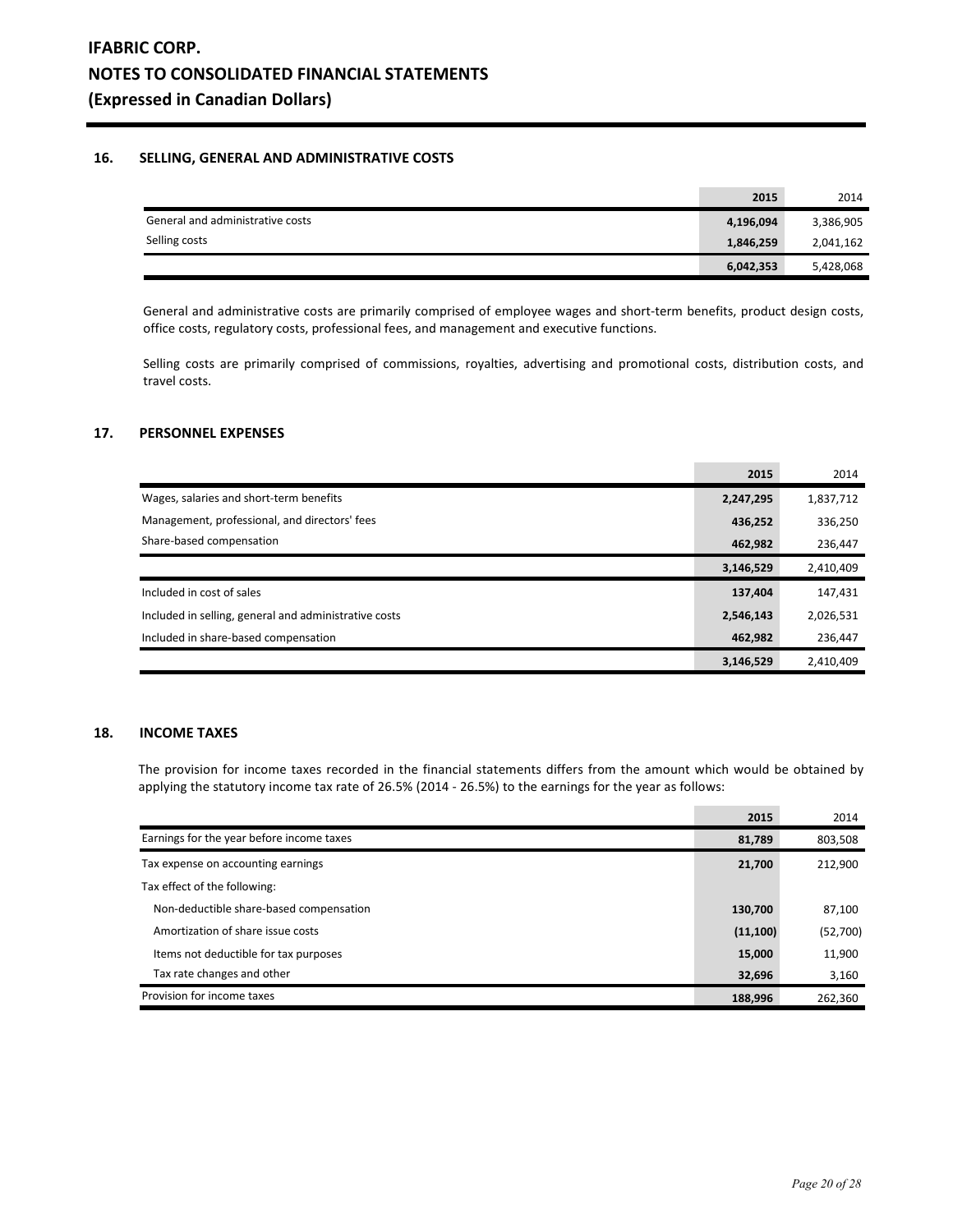# IFABRIC CORP.
# NOTES TO CONSOLIDATED FINANCIAL STATEMENTS
# (Expressed in Canadian Dollars)

## 16. SELLING, GENERAL AND ADMINISTRATIVE COSTS

| | 2015 | 2014 |
|---|---|---|
| General and administrative costs | **4,196,094** | 3,386,905 |
| Selling costs | **1,846,259** | 2,041,162 |
| | **6,042,353** | 5,428,068 |

General and administrative costs are primarily comprised of employee wages and short-term benefits, product design costs, office costs, regulatory costs, professional fees, and management and executive functions.

Selling costs are primarily comprised of commissions, royalties, advertising and promotional costs, distribution costs, and travel costs.

## 17. PERSONNEL EXPENSES

| | 2015 | 2014 |
|---|---|---|
| Wages, salaries and short-term benefits | **2,247,295** | 1,837,712 |
| Management, professional, and directors' fees | **436,252** | 336,250 |
| Share-based compensation | **462,982** | 236,447 |
| | **3,146,529** | 2,410,409 |
| Included in cost of sales | **137,404** | 147,431 |
| Included in selling, general and administrative costs | **2,546,143** | 2,026,531 |
| Included in share-based compensation | **462,982** | 236,447 |
| | **3,146,529** | 2,410,409 |

## 18. INCOME TAXES

The provision for income taxes recorded in the financial statements differs from the amount which would be obtained by applying the statutory income tax rate of 26.5% (2014 - 26.5%) to the earnings for the year as follows:

| | 2015 | 2014 |
|---|---|---|
| Earnings for the year before income taxes | **81,789** | 803,508 |
| Tax expense on accounting earnings | **21,700** | 212,900 |
| Tax effect of the following: | | |
| Non-deductible share-based compensation | **130,700** | 87,100 |
| Amortization of share issue costs | **(11,100)** | (52,700) |
| Items not deductible for tax purposes | **15,000** | 11,900 |
| Tax rate changes and other | **32,696** | 3,160 |
| Provision for income taxes | **188,996** | 262,360 |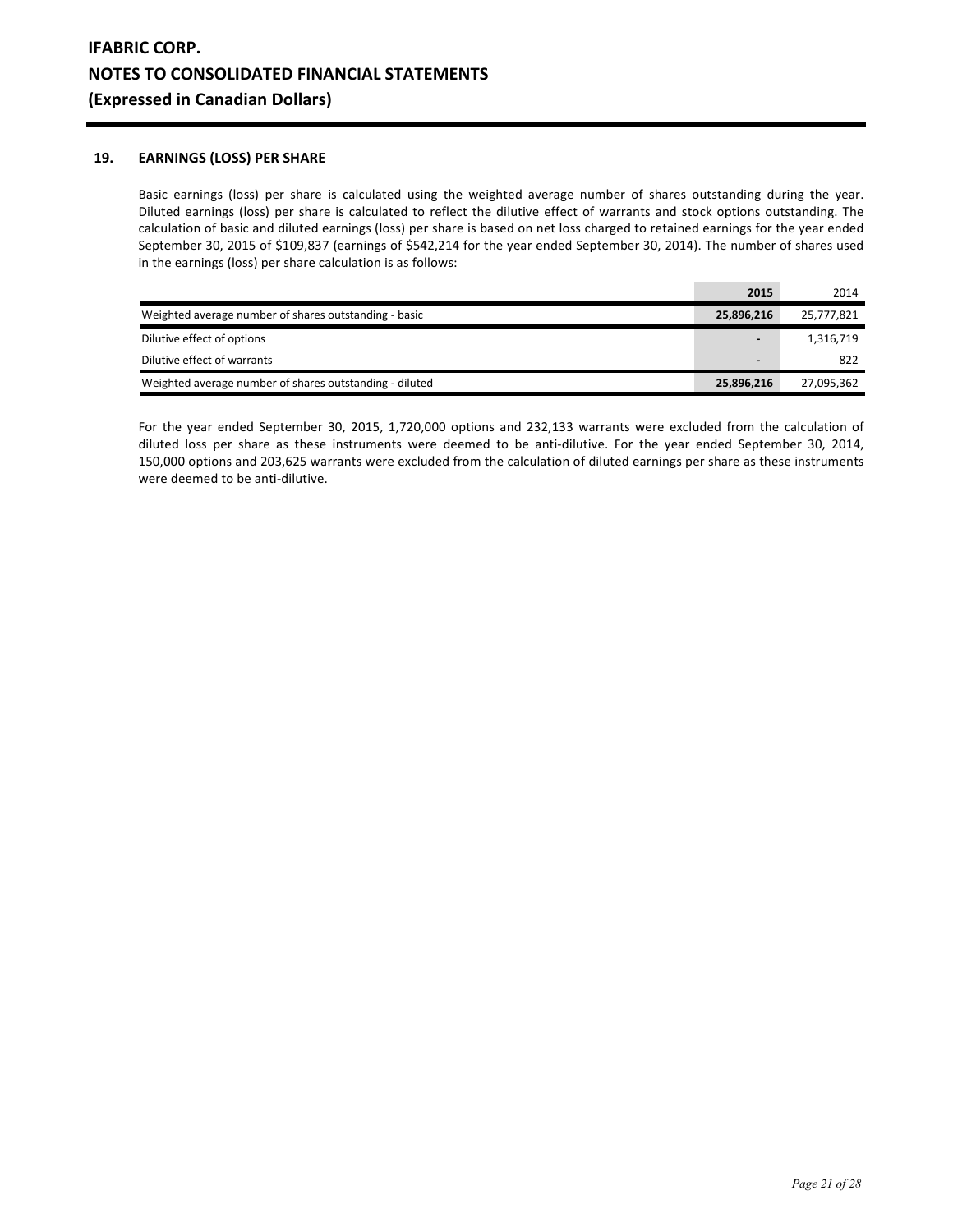## 19. EARNINGS (LOSS) PER SHARE

Basic earnings (loss) per share is calculated using the weighted average number of shares outstanding during the year. Diluted earnings (loss) per share is calculated to reflect the dilutive effect of warrants and stock options outstanding. The calculation of basic and diluted earnings (loss) per share is based on net loss charged to retained earnings for the year ended September 30, 2015 of $109,837 (earnings of $542,214 for the year ended September 30, 2014). The number of shares used in the earnings (loss) per share calculation is as follows:

| | **2015** | 2014 |
|---|---|---|
| Weighted average number of shares outstanding - basic | **25,896,216** | 25,777,821 |
| Dilutive effect of options | **-** | 1,316,719 |
| Dilutive effect of warrants | **-** | 822 |
| Weighted average number of shares outstanding - diluted | **25,896,216** | 27,095,362 |

For the year ended September 30, 2015, 1,720,000 options and 232,133 warrants were excluded from the calculation of diluted loss per share as these instruments were deemed to be anti-dilutive. For the year ended September 30, 2014, 150,000 options and 203,625 warrants were excluded from the calculation of diluted earnings per share as these instruments were deemed to be anti-dilutive.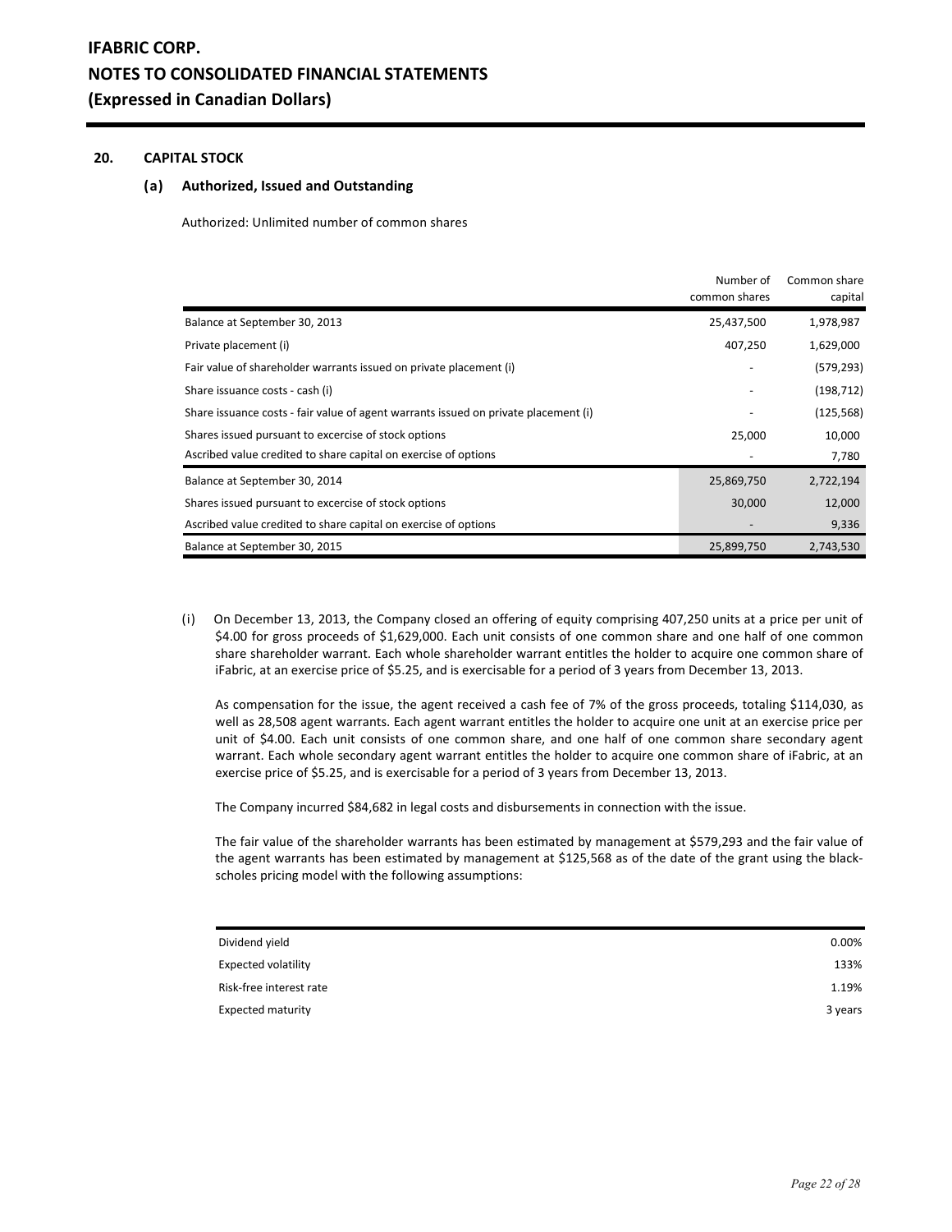## 20. CAPITAL STOCK

### (a) Authorized, Issued and Outstanding

Authorized: Unlimited number of common shares

| | Number of common shares | Common share capital |
|---|---|---|
| Balance at September 30, 2013 | 25,437,500 | 1,978,987 |
| Private placement (i) | 407,250 | 1,629,000 |
| Fair value of shareholder warrants issued on private placement (i) | - | (579,293) |
| Share issuance costs - cash (i) | - | (198,712) |
| Share issuance costs - fair value of agent warrants issued on private placement (i) | - | (125,568) |
| Shares issued pursuant to excercise of stock options | 25,000 | 10,000 |
| Ascribed value credited to share capital on exercise of options | - | 7,780 |
| Balance at September 30, 2014 | 25,869,750 | 2,722,194 |
| Shares issued pursuant to excercise of stock options | 30,000 | 12,000 |
| Ascribed value credited to share capital on exercise of options | - | 9,336 |
| Balance at September 30, 2015 | 25,899,750 | 2,743,530 |

(i) On December 13, 2013, the Company closed an offering of equity comprising 407,250 units at a price per unit of $4.00 for gross proceeds of $1,629,000. Each unit consists of one common share and one half of one common share shareholder warrant. Each whole shareholder warrant entitles the holder to acquire one common share of iFabric, at an exercise price of $5.25, and is exercisable for a period of 3 years from December 13, 2013.

As compensation for the issue, the agent received a cash fee of 7% of the gross proceeds, totaling $114,030, as well as 28,508 agent warrants. Each agent warrant entitles the holder to acquire one unit at an exercise price per unit of $4.00. Each unit consists of one common share, and one half of one common share secondary agent warrant. Each whole secondary agent warrant entitles the holder to acquire one common share of iFabric, at an exercise price of $5.25, and is exercisable for a period of 3 years from December 13, 2013.

The Company incurred $84,682 in legal costs and disbursements in connection with the issue.

The fair value of the shareholder warrants has been estimated by management at $579,293 and the fair value of the agent warrants has been estimated by management at $125,568 as of the date of the grant using the black-scholes pricing model with the following assumptions:

| | |
|---|---|
| Dividend yield | 0.00% |
| Expected volatility | 133% |
| Risk-free interest rate | 1.19% |
| Expected maturity | 3 years |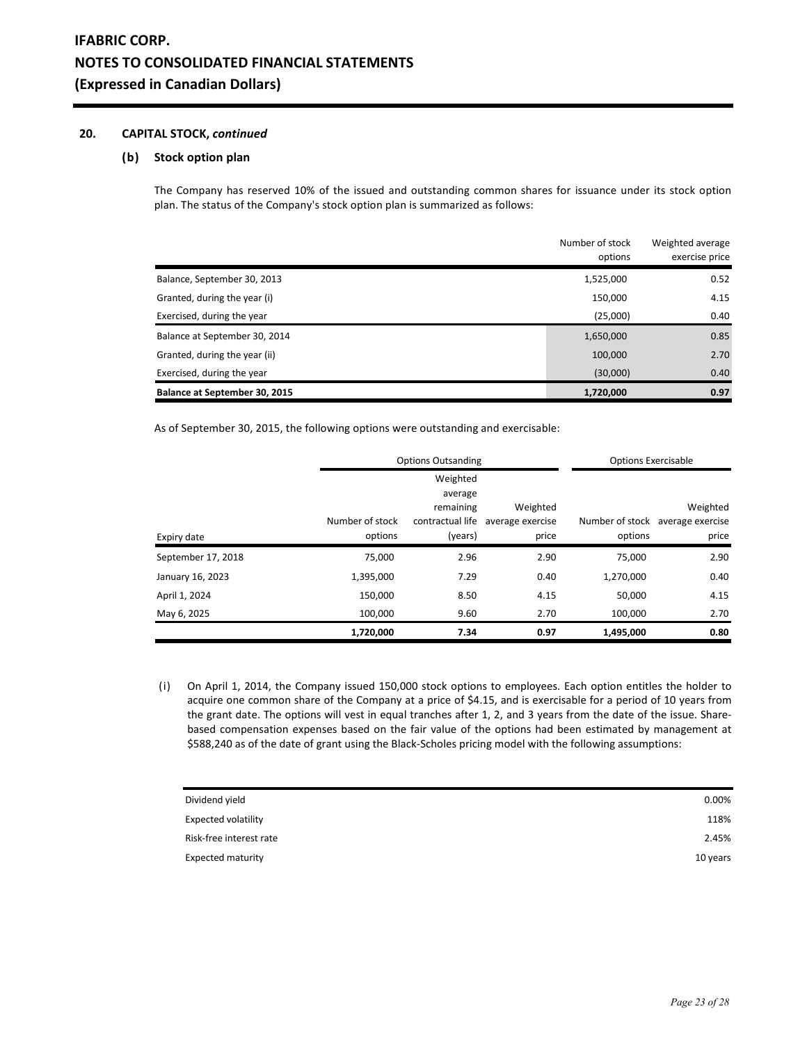## 20. CAPITAL STOCK, *continued*

### (b) Stock option plan

The Company has reserved 10% of the issued and outstanding common shares for issuance under its stock option plan. The status of the Company's stock option plan is summarized as follows:

| | Number of stock options | Weighted average exercise price |
|---|---|---|
| Balance, September 30, 2013 | 1,525,000 | 0.52 |
| Granted, during the year (i) | 150,000 | 4.15 |
| Exercised, during the year | (25,000) | 0.40 |
| Balance at September 30, 2014 | 1,650,000 | 0.85 |
| Granted, during the year (ii) | 100,000 | 2.70 |
| Exercised, during the year | (30,000) | 0.40 |
| **Balance at September 30, 2015** | **1,720,000** | **0.97** |

As of September 30, 2015, the following options were outstanding and exercisable:

| | Options Outsanding | | | Options Exercisable | |
|---|---|---|---|---|---|
| Expiry date | Number of stock options | Weighted average remaining contractual life (years) | Weighted average exercise price | Number of stock options | Weighted average exercise price |
| September 17, 2018 | 75,000 | 2.96 | 2.90 | 75,000 | 2.90 |
| January 16, 2023 | 1,395,000 | 7.29 | 0.40 | 1,270,000 | 0.40 |
| April 1, 2024 | 150,000 | 8.50 | 4.15 | 50,000 | 4.15 |
| May 6, 2025 | 100,000 | 9.60 | 2.70 | 100,000 | 2.70 |
| | **1,720,000** | **7.34** | **0.97** | **1,495,000** | **0.80** |

(i) On April 1, 2014, the Company issued 150,000 stock options to employees. Each option entitles the holder to acquire one common share of the Company at a price of $4.15, and is exercisable for a period of 10 years from the grant date. The options will vest in equal tranches after 1, 2, and 3 years from the date of the issue. Share-based compensation expenses based on the fair value of the options had been estimated by management at $588,240 as of the date of grant using the Black-Scholes pricing model with the following assumptions:

| | |
|---|---|
| Dividend yield | 0.00% |
| Expected volatility | 118% |
| Risk-free interest rate | 2.45% |
| Expected maturity | 10 years |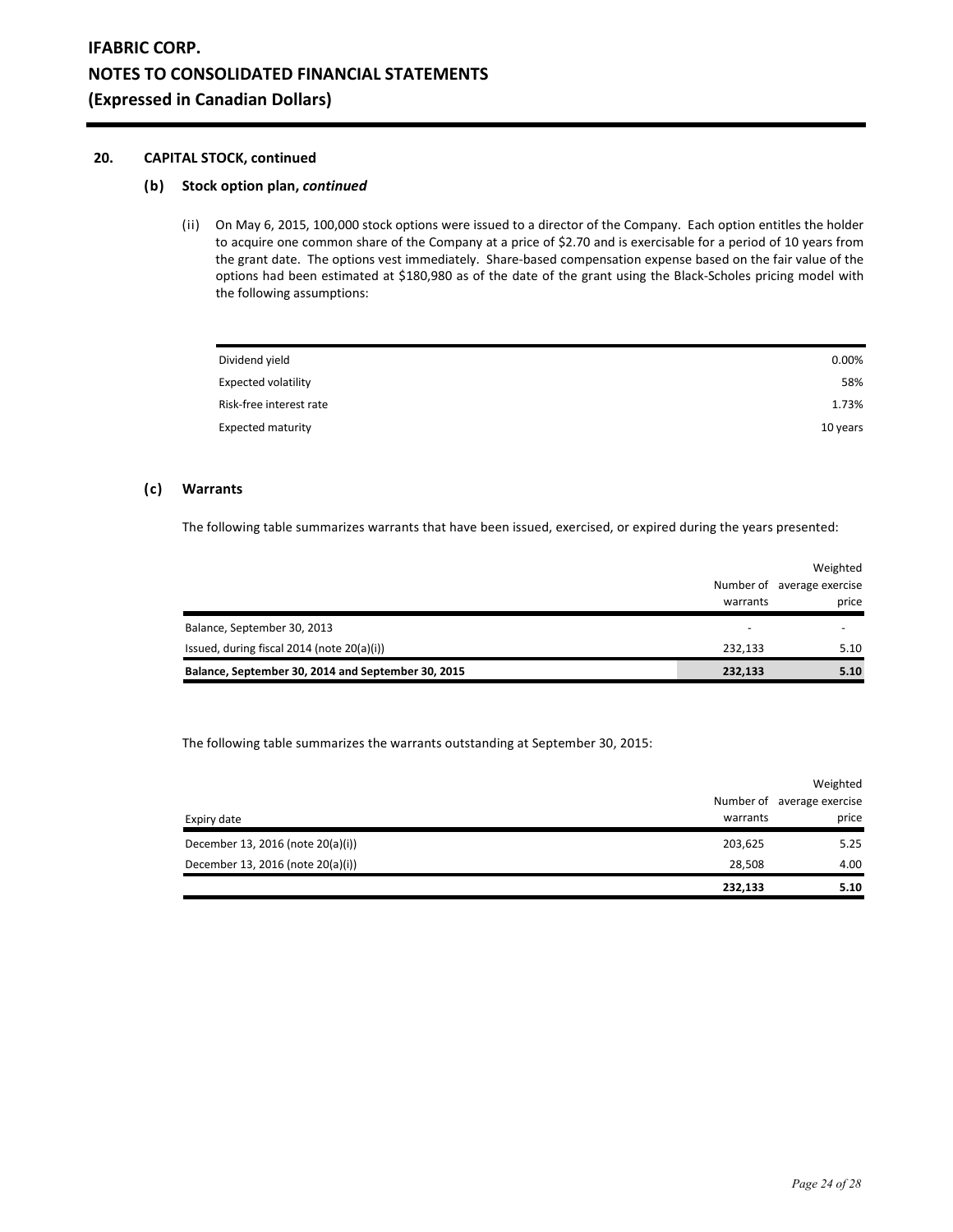# IFABRIC CORP.
# NOTES TO CONSOLIDATED FINANCIAL STATEMENTS
# (Expressed in Canadian Dollars)

## 20. CAPITAL STOCK, continued

### (b) Stock option plan, *continued*

(ii) On May 6, 2015, 100,000 stock options were issued to a director of the Company. Each option entitles the holder to acquire one common share of the Company at a price of $2.70 and is exercisable for a period of 10 years from the grant date. The options vest immediately. Share-based compensation expense based on the fair value of the options had been estimated at $180,980 as of the date of the grant using the Black-Scholes pricing model with the following assumptions:

| | |
|---|---|
| Dividend yield | 0.00% |
| Expected volatility | 58% |
| Risk-free interest rate | 1.73% |
| Expected maturity | 10 years |

### (c) Warrants

The following table summarizes warrants that have been issued, exercised, or expired during the years presented:

| | Number of warrants | Weighted average exercise price |
|---|---|---|
| Balance, September 30, 2013 | - | - |
| Issued, during fiscal 2014 (note 20(a)(i)) | 232,133 | 5.10 |
| **Balance, September 30, 2014 and September 30, 2015** | **232,133** | **5.10** |

The following table summarizes the warrants outstanding at September 30, 2015:

| Expiry date | Number of warrants | Weighted average exercise price |
|---|---|---|
| December 13, 2016 (note 20(a)(i)) | 203,625 | 5.25 |
| December 13, 2016 (note 20(a)(i)) | 28,508 | 4.00 |
| | **232,133** | **5.10** |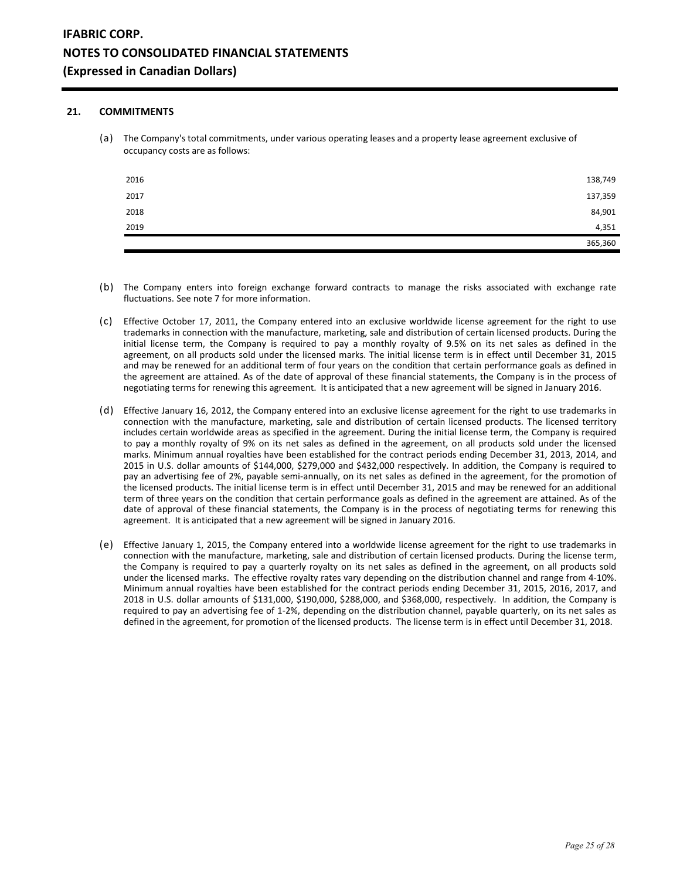# IFABRIC CORP.
# NOTES TO CONSOLIDATED FINANCIAL STATEMENTS
# (Expressed in Canadian Dollars)

## 21. COMMITMENTS

(a) The Company's total commitments, under various operating leases and a property lease agreement exclusive of occupancy costs are as follows:

| | |
|---|---:|
| 2016 | 138,749 |
| 2017 | 137,359 |
| 2018 | 84,901 |
| 2019 | 4,351 |
| | 365,360 |

(b) The Company enters into foreign exchange forward contracts to manage the risks associated with exchange rate fluctuations. See note 7 for more information.

(c) Effective October 17, 2011, the Company entered into an exclusive worldwide license agreement for the right to use trademarks in connection with the manufacture, marketing, sale and distribution of certain licensed products. During the initial license term, the Company is required to pay a monthly royalty of 9.5% on its net sales as defined in the agreement, on all products sold under the licensed marks. The initial license term is in effect until December 31, 2015 and may be renewed for an additional term of four years on the condition that certain performance goals as defined in the agreement are attained. As of the date of approval of these financial statements, the Company is in the process of negotiating terms for renewing this agreement. It is anticipated that a new agreement will be signed in January 2016.

(d) Effective January 16, 2012, the Company entered into an exclusive license agreement for the right to use trademarks in connection with the manufacture, marketing, sale and distribution of certain licensed products. The licensed territory includes certain worldwide areas as specified in the agreement. During the initial license term, the Company is required to pay a monthly royalty of 9% on its net sales as defined in the agreement, on all products sold under the licensed marks. Minimum annual royalties have been established for the contract periods ending December 31, 2013, 2014, and 2015 in U.S. dollar amounts of $144,000, $279,000 and $432,000 respectively. In addition, the Company is required to pay an advertising fee of 2%, payable semi-annually, on its net sales as defined in the agreement, for the promotion of the licensed products. The initial license term is in effect until December 31, 2015 and may be renewed for an additional term of three years on the condition that certain performance goals as defined in the agreement are attained. As of the date of approval of these financial statements, the Company is in the process of negotiating terms for renewing this agreement. It is anticipated that a new agreement will be signed in January 2016.

(e) Effective January 1, 2015, the Company entered into a worldwide license agreement for the right to use trademarks in connection with the manufacture, marketing, sale and distribution of certain licensed products. During the license term, the Company is required to pay a quarterly royalty on its net sales as defined in the agreement, on all products sold under the licensed marks. The effective royalty rates vary depending on the distribution channel and range from 4-10%. Minimum annual royalties have been established for the contract periods ending December 31, 2015, 2016, 2017, and 2018 in U.S. dollar amounts of $131,000, $190,000, $288,000, and $368,000, respectively. In addition, the Company is required to pay an advertising fee of 1-2%, depending on the distribution channel, payable quarterly, on its net sales as defined in the agreement, for promotion of the licensed products. The license term is in effect until December 31, 2018.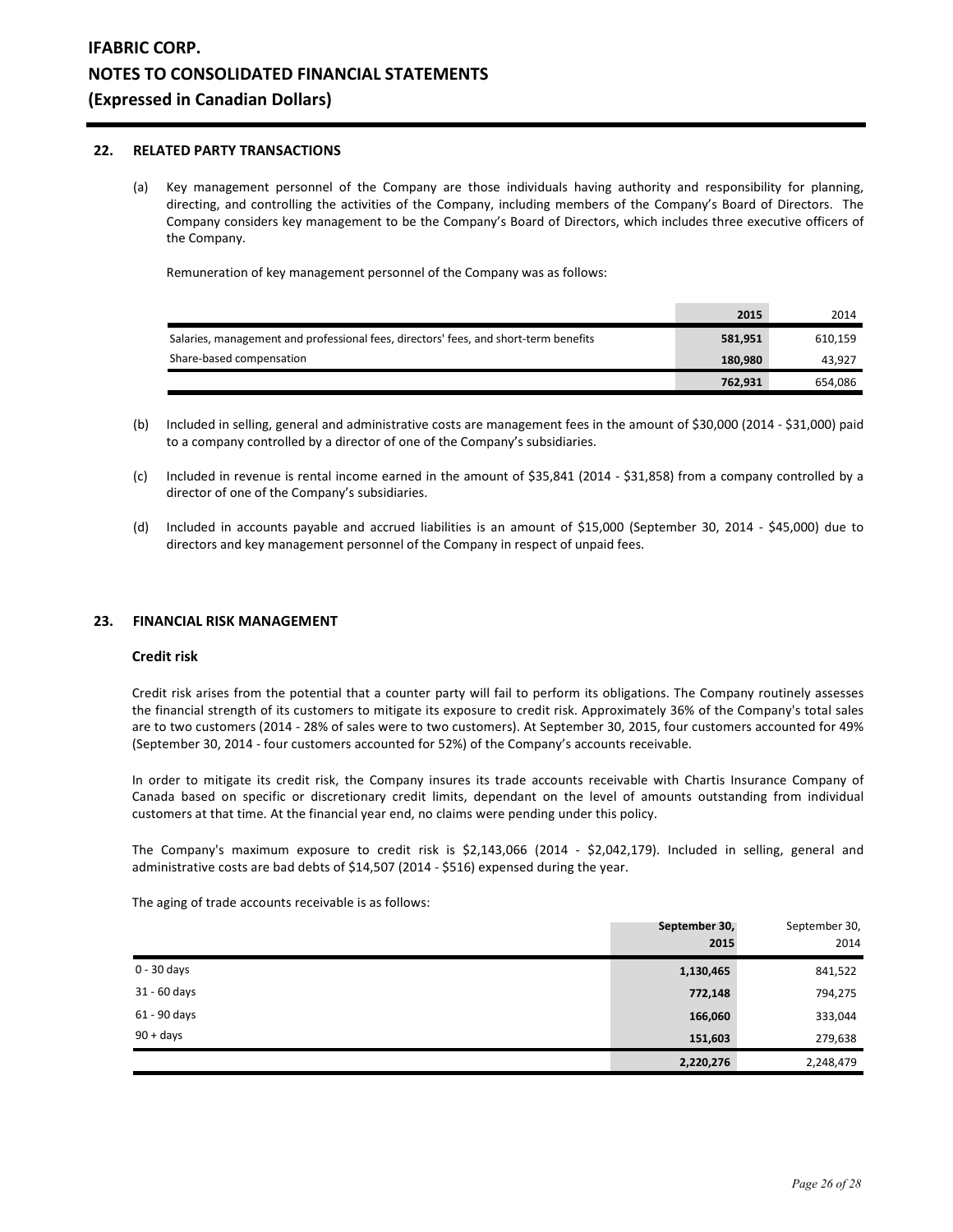## 22. RELATED PARTY TRANSACTIONS

(a) Key management personnel of the Company are those individuals having authority and responsibility for planning, directing, and controlling the activities of the Company, including members of the Company's Board of Directors. The Company considers key management to be the Company's Board of Directors, which includes three executive officers of the Company.

Remuneration of key management personnel of the Company was as follows:

| | 2015 | 2014 |
|---|---|---|
| Salaries, management and professional fees, directors' fees, and short-term benefits | 581,951 | 610,159 |
| Share-based compensation | 180,980 | 43,927 |
| | 762,931 | 654,086 |

(b) Included in selling, general and administrative costs are management fees in the amount of $30,000 (2014 - $31,000) paid to a company controlled by a director of one of the Company's subsidiaries.

(c) Included in revenue is rental income earned in the amount of $35,841 (2014 - $31,858) from a company controlled by a director of one of the Company's subsidiaries.

(d) Included in accounts payable and accrued liabilities is an amount of $15,000 (September 30, 2014 - $45,000) due to directors and key management personnel of the Company in respect of unpaid fees.

## 23. FINANCIAL RISK MANAGEMENT

### Credit risk

Credit risk arises from the potential that a counter party will fail to perform its obligations. The Company routinely assesses the financial strength of its customers to mitigate its exposure to credit risk. Approximately 36% of the Company's total sales are to two customers (2014 - 28% of sales were to two customers). At September 30, 2015, four customers accounted for 49% (September 30, 2014 - four customers accounted for 52%) of the Company's accounts receivable.

In order to mitigate its credit risk, the Company insures its trade accounts receivable with Chartis Insurance Company of Canada based on specific or discretionary credit limits, dependant on the level of amounts outstanding from individual customers at that time. At the financial year end, no claims were pending under this policy.

The Company's maximum exposure to credit risk is $2,143,066 (2014 - $2,042,179). Included in selling, general and administrative costs are bad debts of $14,507 (2014 - $516) expensed during the year.

The aging of trade accounts receivable is as follows:

| | September 30, 2015 | September 30, 2014 |
|---|---|---|
| 0 - 30 days | 1,130,465 | 841,522 |
| 31 - 60 days | 772,148 | 794,275 |
| 61 - 90 days | 166,060 | 333,044 |
| 90 + days | 151,603 | 279,638 |
| | 2,220,276 | 2,248,479 |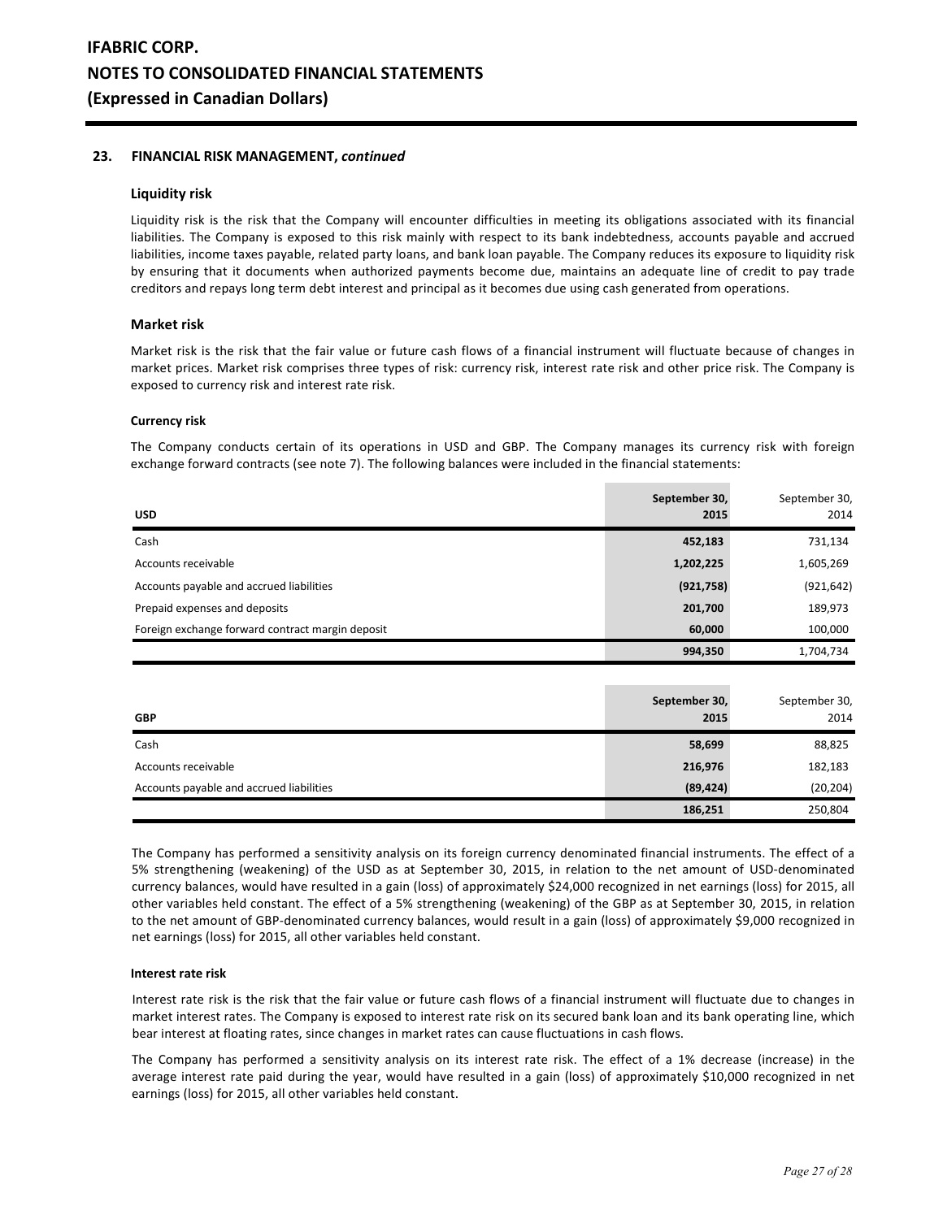### 23. FINANCIAL RISK MANAGEMENT, *continued*

#### Liquidity risk

Liquidity risk is the risk that the Company will encounter difficulties in meeting its obligations associated with its financial liabilities. The Company is exposed to this risk mainly with respect to its bank indebtedness, accounts payable and accrued liabilities, income taxes payable, related party loans, and bank loan payable. The Company reduces its exposure to liquidity risk by ensuring that it documents when authorized payments become due, maintains an adequate line of credit to pay trade creditors and repays long term debt interest and principal as it becomes due using cash generated from operations.

#### Market risk

Market risk is the risk that the fair value or future cash flows of a financial instrument will fluctuate because of changes in market prices. Market risk comprises three types of risk: currency risk, interest rate risk and other price risk. The Company is exposed to currency risk and interest rate risk.

##### Currency risk

The Company conducts certain of its operations in USD and GBP. The Company manages its currency risk with foreign exchange forward contracts (see note 7). The following balances were included in the financial statements:

| USD | September 30, 2015 | September 30, 2014 |
|---|---|---|
| Cash | 452,183 | 731,134 |
| Accounts receivable | 1,202,225 | 1,605,269 |
| Accounts payable and accrued liabilities | (921,758) | (921,642) |
| Prepaid expenses and deposits | 201,700 | 189,973 |
| Foreign exchange forward contract margin deposit | 60,000 | 100,000 |
| | 994,350 | 1,704,734 |

| GBP | September 30, 2015 | September 30, 2014 |
|---|---|---|
| Cash | 58,699 | 88,825 |
| Accounts receivable | 216,976 | 182,183 |
| Accounts payable and accrued liabilities | (89,424) | (20,204) |
| | 186,251 | 250,804 |

The Company has performed a sensitivity analysis on its foreign currency denominated financial instruments. The effect of a 5% strengthening (weakening) of the USD as at September 30, 2015, in relation to the net amount of USD-denominated currency balances, would have resulted in a gain (loss) of approximately $24,000 recognized in net earnings (loss) for 2015, all other variables held constant. The effect of a 5% strengthening (weakening) of the GBP as at September 30, 2015, in relation to the net amount of GBP-denominated currency balances, would result in a gain (loss) of approximately $9,000 recognized in net earnings (loss) for 2015, all other variables held constant.

##### Interest rate risk

Interest rate risk is the risk that the fair value or future cash flows of a financial instrument will fluctuate due to changes in market interest rates. The Company is exposed to interest rate risk on its secured bank loan and its bank operating line, which bear interest at floating rates, since changes in market rates can cause fluctuations in cash flows.

The Company has performed a sensitivity analysis on its interest rate risk. The effect of a 1% decrease (increase) in the average interest rate paid during the year, would have resulted in a gain (loss) of approximately $10,000 recognized in net earnings (loss) for 2015, all other variables held constant.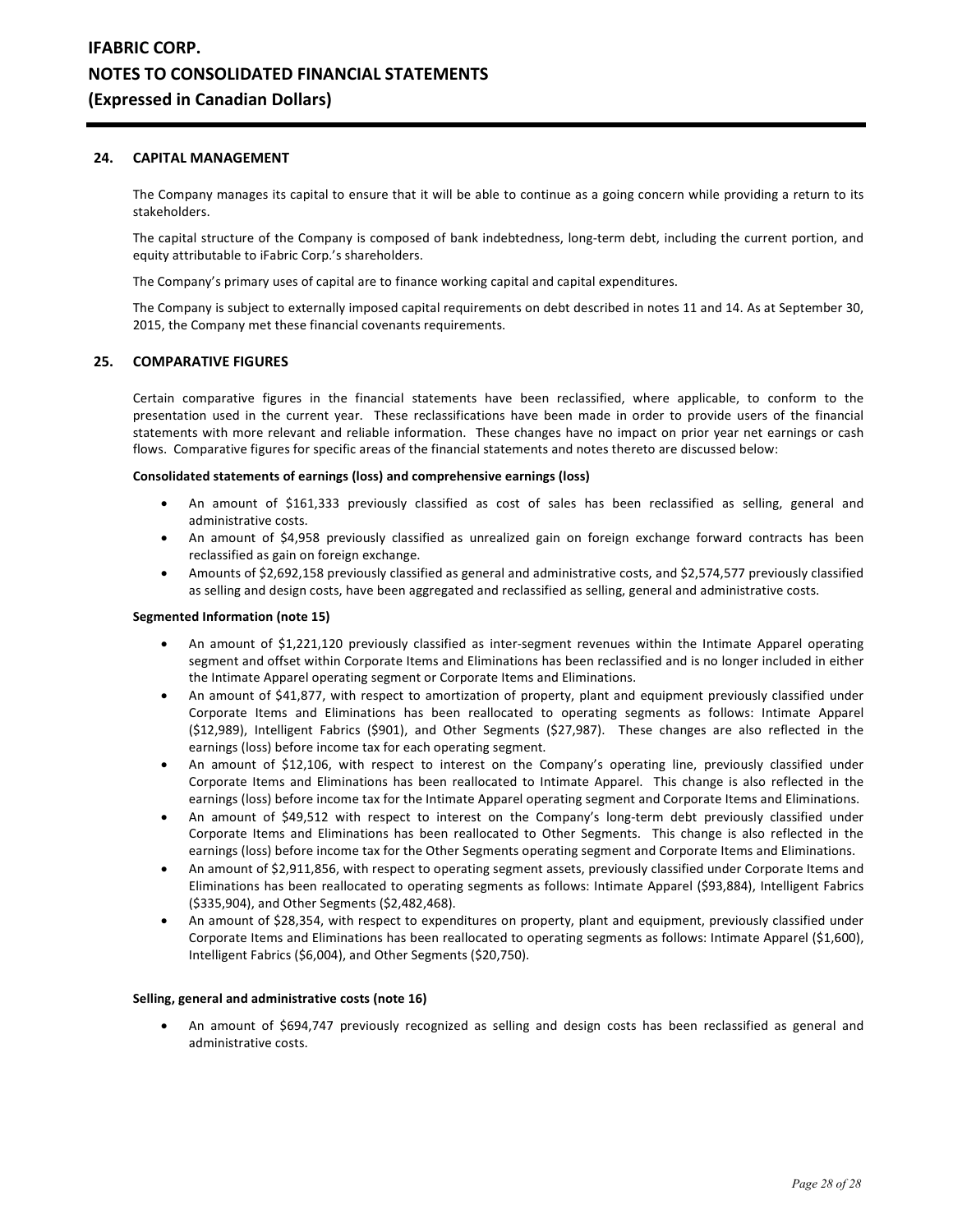## 24. CAPITAL MANAGEMENT

The Company manages its capital to ensure that it will be able to continue as a going concern while providing a return to its stakeholders.

The capital structure of the Company is composed of bank indebtedness, long-term debt, including the current portion, and equity attributable to iFabric Corp.'s shareholders.

The Company's primary uses of capital are to finance working capital and capital expenditures.

The Company is subject to externally imposed capital requirements on debt described in notes 11 and 14. As at September 30, 2015, the Company met these financial covenants requirements.

## 25. COMPARATIVE FIGURES

Certain comparative figures in the financial statements have been reclassified, where applicable, to conform to the presentation used in the current year. These reclassifications have been made in order to provide users of the financial statements with more relevant and reliable information. These changes have no impact on prior year net earnings or cash flows. Comparative figures for specific areas of the financial statements and notes thereto are discussed below:

**Consolidated statements of earnings (loss) and comprehensive earnings (loss)**

- An amount of $161,333 previously classified as cost of sales has been reclassified as selling, general and administrative costs.
- An amount of $4,958 previously classified as unrealized gain on foreign exchange forward contracts has been reclassified as gain on foreign exchange.
- Amounts of $2,692,158 previously classified as general and administrative costs, and $2,574,577 previously classified as selling and design costs, have been aggregated and reclassified as selling, general and administrative costs.

**Segmented Information (note 15)**

- An amount of $1,221,120 previously classified as inter-segment revenues within the Intimate Apparel operating segment and offset within Corporate Items and Eliminations has been reclassified and is no longer included in either the Intimate Apparel operating segment or Corporate Items and Eliminations.
- An amount of $41,877, with respect to amortization of property, plant and equipment previously classified under Corporate Items and Eliminations has been reallocated to operating segments as follows: Intimate Apparel ($12,989), Intelligent Fabrics ($901), and Other Segments ($27,987). These changes are also reflected in the earnings (loss) before income tax for each operating segment.
- An amount of $12,106, with respect to interest on the Company's operating line, previously classified under Corporate Items and Eliminations has been reallocated to Intimate Apparel. This change is also reflected in the earnings (loss) before income tax for the Intimate Apparel operating segment and Corporate Items and Eliminations.
- An amount of $49,512 with respect to interest on the Company's long-term debt previously classified under Corporate Items and Eliminations has been reallocated to Other Segments. This change is also reflected in the earnings (loss) before income tax for the Other Segments operating segment and Corporate Items and Eliminations.
- An amount of $2,911,856, with respect to operating segment assets, previously classified under Corporate Items and Eliminations has been reallocated to operating segments as follows: Intimate Apparel ($93,884), Intelligent Fabrics ($335,904), and Other Segments ($2,482,468).
- An amount of $28,354, with respect to expenditures on property, plant and equipment, previously classified under Corporate Items and Eliminations has been reallocated to operating segments as follows: Intimate Apparel ($1,600), Intelligent Fabrics ($6,004), and Other Segments ($20,750).

**Selling, general and administrative costs (note 16)**

- An amount of $694,747 previously recognized as selling and design costs has been reclassified as general and administrative costs.